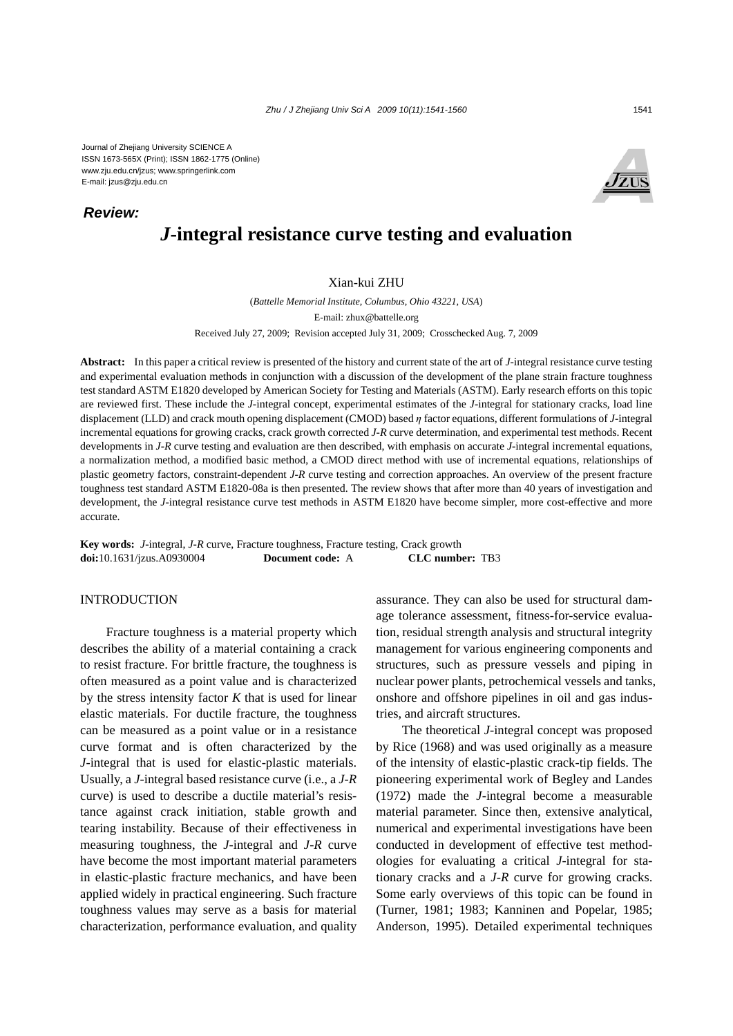Journal of Zhejiang University SCIENCE A
ISSN 1673-565X (Print); ISSN 1862-1775 (Online)
www.zju.edu.cn/jzus; www.springerlink.com
E-mail: jzus@zju.edu.cn

***Review:***

# *J*-integral resistance curve testing and evaluation

Xian-kui ZHU

(*Battelle Memorial Institute, Columbus, Ohio 43221, USA*)

E-mail: zhux@battelle.org

Received July 27, 2009; Revision accepted July 31, 2009; Crosschecked Aug. 7, 2009

**Abstract:** In this paper a critical review is presented of the history and current state of the art of *J*-integral resistance curve testing and experimental evaluation methods in conjunction with a discussion of the development of the plane strain fracture toughness test standard ASTM E1820 developed by American Society for Testing and Materials (ASTM). Early research efforts on this topic are reviewed first. These include the *J*-integral concept, experimental estimates of the *J*-integral for stationary cracks, load line displacement (LLD) and crack mouth opening displacement (CMOD) based *η* factor equations, different formulations of *J*-integral incremental equations for growing cracks, crack growth corrected *J*-*R* curve determination, and experimental test methods. Recent developments in *J*-*R* curve testing and evaluation are then described, with emphasis on accurate *J*-integral incremental equations, a normalization method, a modified basic method, a CMOD direct method with use of incremental equations, relationships of plastic geometry factors, constraint-dependent *J*-*R* curve testing and correction approaches. An overview of the present fracture toughness test standard ASTM E1820-08a is then presented. The review shows that after more than 40 years of investigation and development, the *J*-integral resistance curve test methods in ASTM E1820 have become simpler, more cost-effective and more accurate.

**Key words:** *J*-integral, *J*-*R* curve, Fracture toughness, Fracture testing, Crack growth
**doi:**10.1631/jzus.A0930004 **Document code:** A **CLC number:** TB3

## INTRODUCTION

Fracture toughness is a material property which describes the ability of a material containing a crack to resist fracture. For brittle fracture, the toughness is often measured as a point value and is characterized by the stress intensity factor *K* that is used for linear elastic materials. For ductile fracture, the toughness can be measured as a point value or in a resistance curve format and is often characterized by the *J*-integral that is used for elastic-plastic materials. Usually, a *J*-integral based resistance curve (i.e., a *J*-*R* curve) is used to describe a ductile material's resistance against crack initiation, stable growth and tearing instability. Because of their effectiveness in measuring toughness, the *J*-integral and *J*-*R* curve have become the most important material parameters in elastic-plastic fracture mechanics, and have been applied widely in practical engineering. Such fracture toughness values may serve as a basis for material characterization, performance evaluation, and quality assurance. They can also be used for structural damage tolerance assessment, fitness-for-service evaluation, residual strength analysis and structural integrity management for various engineering components and structures, such as pressure vessels and piping in nuclear power plants, petrochemical vessels and tanks, onshore and offshore pipelines in oil and gas industries, and aircraft structures.

The theoretical *J*-integral concept was proposed by Rice (1968) and was used originally as a measure of the intensity of elastic-plastic crack-tip fields. The pioneering experimental work of Begley and Landes (1972) made the *J*-integral become a measurable material parameter. Since then, extensive analytical, numerical and experimental investigations have been conducted in development of effective test methodologies for evaluating a critical *J*-integral for stationary cracks and a *J*-*R* curve for growing cracks. Some early overviews of this topic can be found in (Turner, 1981; 1983; Kanninen and Popelar, 1985; Anderson, 1995). Detailed experimental techniques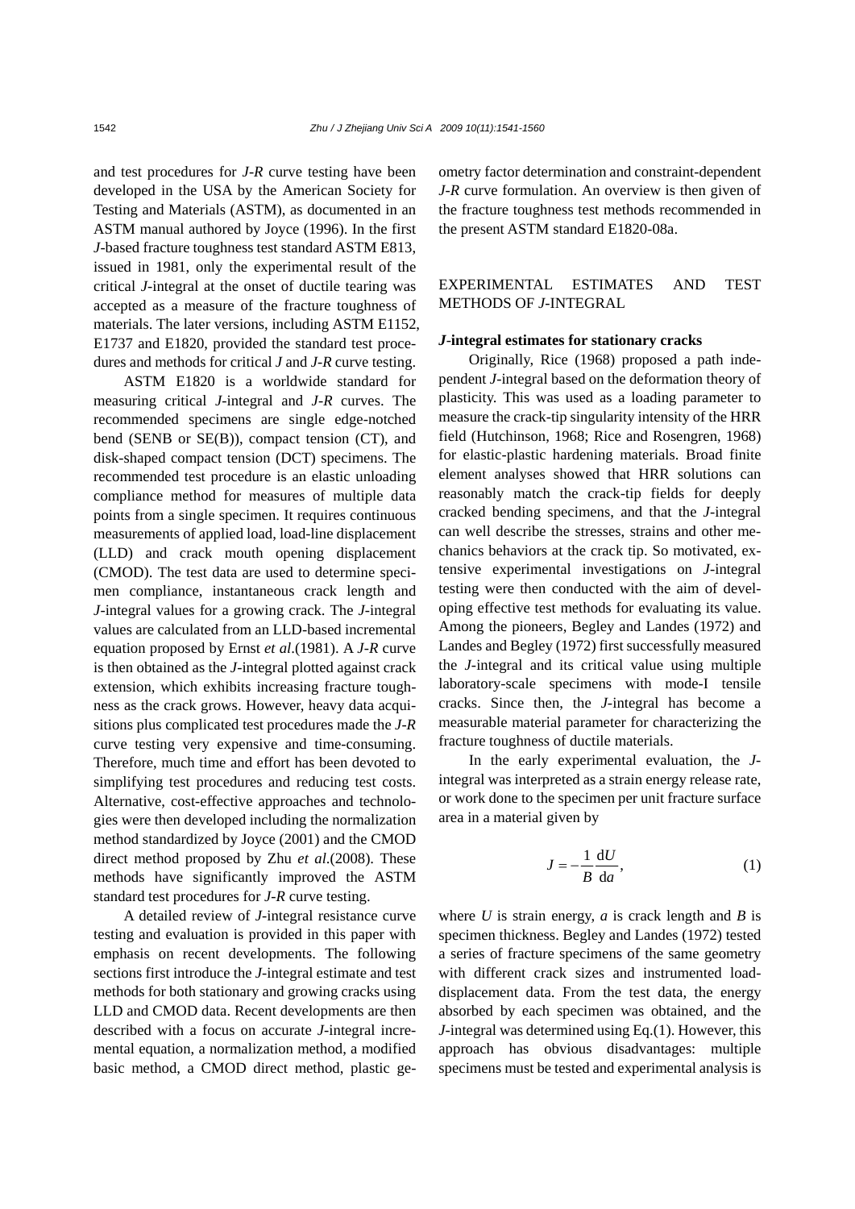and test procedures for *J*-*R* curve testing have been developed in the USA by the American Society for Testing and Materials (ASTM), as documented in an ASTM manual authored by Joyce (1996). In the first *J*-based fracture toughness test standard ASTM E813, issued in 1981, only the experimental result of the critical *J*-integral at the onset of ductile tearing was accepted as a measure of the fracture toughness of materials. The later versions, including ASTM E1152, E1737 and E1820, provided the standard test procedures and methods for critical *J* and *J*-*R* curve testing.

ASTM E1820 is a worldwide standard for measuring critical *J*-integral and *J*-*R* curves. The recommended specimens are single edge-notched bend (SENB or SE(B)), compact tension (CT), and disk-shaped compact tension (DCT) specimens. The recommended test procedure is an elastic unloading compliance method for measures of multiple data points from a single specimen. It requires continuous measurements of applied load, load-line displacement (LLD) and crack mouth opening displacement (CMOD). The test data are used to determine specimen compliance, instantaneous crack length and *J*-integral values for a growing crack. The *J*-integral values are calculated from an LLD-based incremental equation proposed by Ernst *et al*.(1981). A *J*-*R* curve is then obtained as the *J*-integral plotted against crack extension, which exhibits increasing fracture toughness as the crack grows. However, heavy data acquisitions plus complicated test procedures made the *J*-*R* curve testing very expensive and time-consuming. Therefore, much time and effort has been devoted to simplifying test procedures and reducing test costs. Alternative, cost-effective approaches and technologies were then developed including the normalization method standardized by Joyce (2001) and the CMOD direct method proposed by Zhu *et al*.(2008). These methods have significantly improved the ASTM standard test procedures for *J*-*R* curve testing.

A detailed review of *J*-integral resistance curve testing and evaluation is provided in this paper with emphasis on recent developments. The following sections first introduce the *J*-integral estimate and test methods for both stationary and growing cracks using LLD and CMOD data. Recent developments are then described with a focus on accurate *J*-integral incremental equation, a normalization method, a modified basic method, a CMOD direct method, plastic geometry factor determination and constraint-dependent *J*-*R* curve formulation. An overview is then given of the fracture toughness test methods recommended in the present ASTM standard E1820-08a.

## EXPERIMENTAL ESTIMATES AND TEST METHODS OF *J*-INTEGRAL

### *J*-integral estimates for stationary cracks

Originally, Rice (1968) proposed a path independent *J*-integral based on the deformation theory of plasticity. This was used as a loading parameter to measure the crack-tip singularity intensity of the HRR field (Hutchinson, 1968; Rice and Rosengren, 1968) for elastic-plastic hardening materials. Broad finite element analyses showed that HRR solutions can reasonably match the crack-tip fields for deeply cracked bending specimens, and that the *J*-integral can well describe the stresses, strains and other mechanics behaviors at the crack tip. So motivated, extensive experimental investigations on *J*-integral testing were then conducted with the aim of developing effective test methods for evaluating its value. Among the pioneers, Begley and Landes (1972) and Landes and Begley (1972) first successfully measured the *J*-integral and its critical value using multiple laboratory-scale specimens with mode-I tensile cracks. Since then, the *J*-integral has become a measurable material parameter for characterizing the fracture toughness of ductile materials.

In the early experimental evaluation, the *J*-integral was interpreted as a strain energy release rate, or work done to the specimen per unit fracture surface area in a material given by

$$J = -\frac{1}{B}\frac{dU}{da}, \tag{1}$$

where $U$ is strain energy, $a$ is crack length and $B$ is specimen thickness. Begley and Landes (1972) tested a series of fracture specimens of the same geometry with different crack sizes and instrumented load-displacement data. From the test data, the energy absorbed by each specimen was obtained, and the *J*-integral was determined using Eq.(1). However, this approach has obvious disadvantages: multiple specimens must be tested and experimental analysis is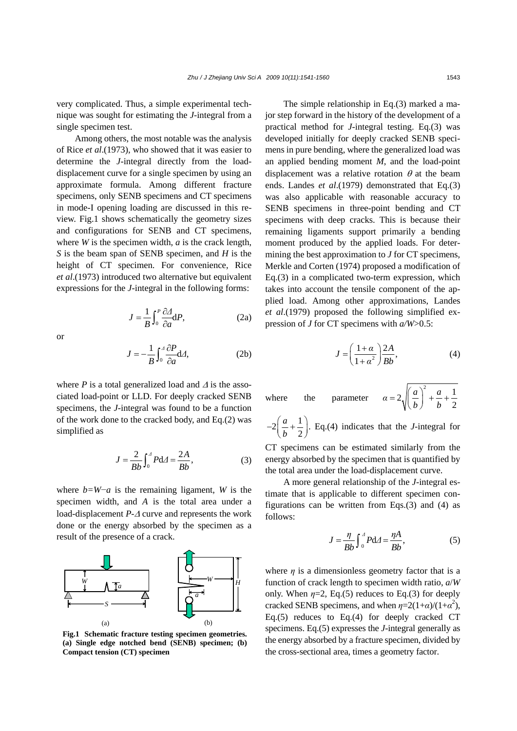very complicated. Thus, a simple experimental technique was sought for estimating the $J$-integral from a single specimen test.

Among others, the most notable was the analysis of Rice *et al*.(1973), who showed that it was easier to determine the $J$-integral directly from the load-displacement curve for a single specimen by using an approximate formula. Among different fracture specimens, only SENB specimens and CT specimens in mode-I opening loading are discussed in this review. Fig.1 shows schematically the geometry sizes and configurations for SENB and CT specimens, where $W$ is the specimen width, $a$ is the crack length, $S$ is the beam span of SENB specimen, and $H$ is the height of CT specimen. For convenience, Rice *et al*.(1973) introduced two alternative but equivalent expressions for the $J$-integral in the following forms:

$$J = \frac{1}{B}\int_0^P \frac{\partial \Delta}{\partial a}\mathrm{d}P, \tag{2a}$$

or

$$J = -\frac{1}{B}\int_0^\Delta \frac{\partial P}{\partial a}\mathrm{d}\Delta, \tag{2b}$$

where $P$ is a total generalized load and $\Delta$ is the associated load-point or LLD. For deeply cracked SENB specimens, the $J$-integral was found to be a function of the work done to the cracked body, and Eq.(2) was simplified as

$$J = \frac{2}{Bb}\int_0^\Delta P\mathrm{d}\Delta = \frac{2A}{Bb}, \tag{3}$$

where $b=W-a$ is the remaining ligament, $W$ is the specimen width, and $A$ is the total area under a load-displacement $P$-$\Delta$ curve and represents the work done or the energy absorbed by the specimen as a result of the presence of a crack.

**Fig.1 Schematic fracture testing specimen geometries. (a) Single edge notched bend (SENB) specimen; (b) Compact tension (CT) specimen**

The simple relationship in Eq.(3) marked a major step forward in the history of the development of a practical method for $J$-integral testing. Eq.(3) was developed initially for deeply cracked SENB specimens in pure bending, where the generalized load was an applied bending moment $M$, and the load-point displacement was a relative rotation $\theta$ at the beam ends. Landes *et al*.(1979) demonstrated that Eq.(3) was also applicable with reasonable accuracy to SENB specimens in three-point bending and CT specimens with deep cracks. This is because their remaining ligaments support primarily a bending moment produced by the applied loads. For determining the best approximation to $J$ for CT specimens, Merkle and Corten (1974) proposed a modification of Eq.(3) in a complicated two-term expression, which takes into account the tensile component of the applied load. Among other approximations, Landes *et al*.(1979) proposed the following simplified expression of $J$ for CT specimens with $a/W$>0.5:

$$J = \left(\frac{1+\alpha}{1+\alpha^2}\right)\frac{2A}{Bb}, \tag{4}$$

where the parameter $\alpha = 2\sqrt{\left(\frac{a}{b}\right)^2 + \frac{a}{b} + \frac{1}{2}} - 2\left(\frac{a}{b} + \frac{1}{2}\right)$. Eq.(4) indicates that the $J$-integral for CT specimens can be estimated similarly from the energy absorbed by the specimen that is quantified by the total area under the load-displacement curve.

A more general relationship of the $J$-integral estimate that is applicable to different specimen configurations can be written from Eqs.(3) and (4) as follows:

$$J = \frac{\eta}{Bb}\int_0^\Delta P\mathrm{d}\Delta = \frac{\eta A}{Bb}, \tag{5}$$

where $\eta$ is a dimensionless geometry factor that is a function of crack length to specimen width ratio, $a/W$ only. When $\eta$=2, Eq.(5) reduces to Eq.(3) for deeply cracked SENB specimens, and when $\eta=2(1+\alpha)/(1+\alpha^2)$, Eq.(5) reduces to Eq.(4) for deeply cracked CT specimens. Eq.(5) expresses the $J$-integral generally as the energy absorbed by a fracture specimen, divided by the cross-sectional area, times a geometry factor.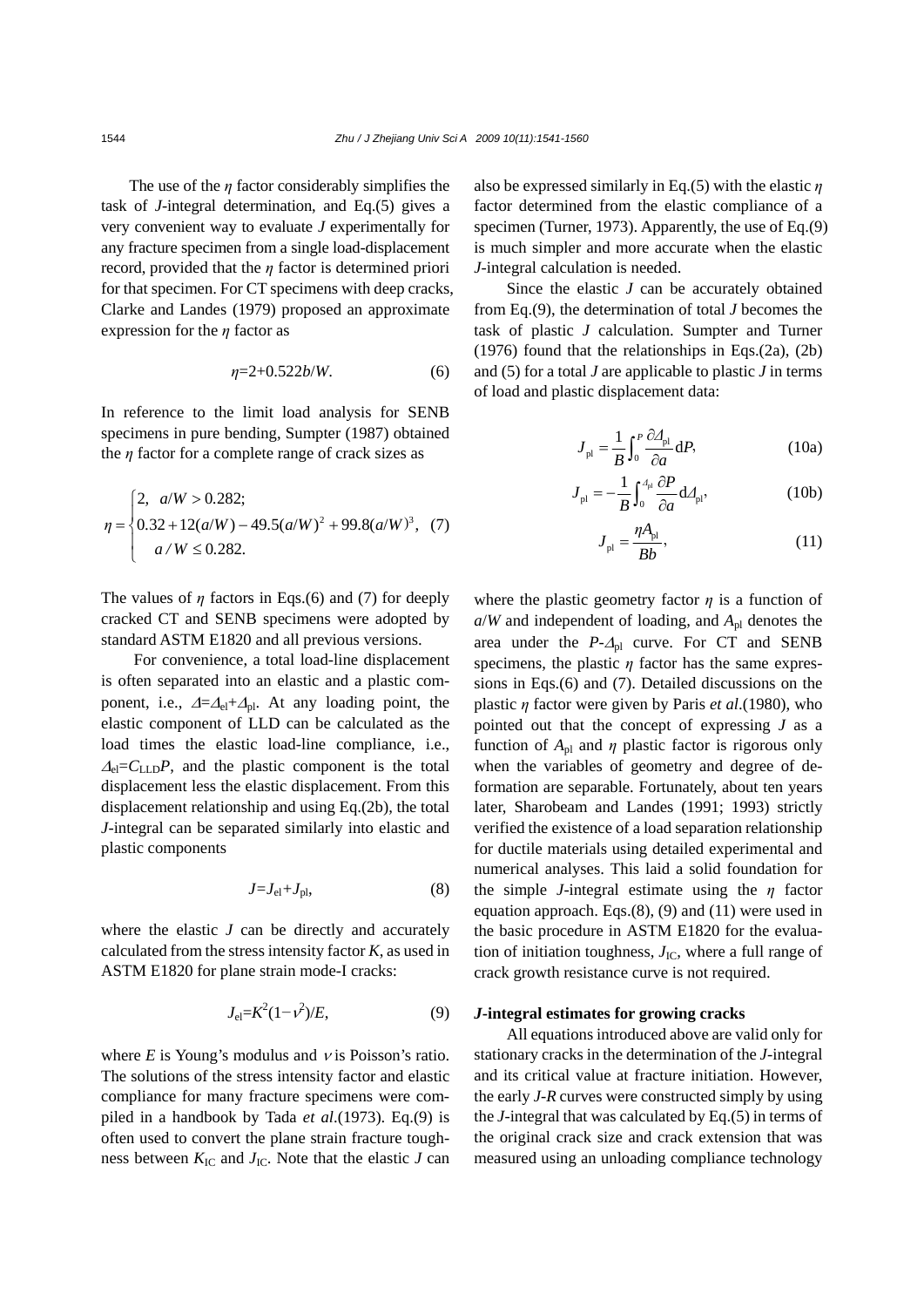The use of the $\eta$ factor considerably simplifies the task of $J$-integral determination, and Eq.(5) gives a very convenient way to evaluate $J$ experimentally for any fracture specimen from a single load-displacement record, provided that the $\eta$ factor is determined priori for that specimen. For CT specimens with deep cracks, Clarke and Landes (1979) proposed an approximate expression for the $\eta$ factor as

$$\eta=2+0.522b/W. \tag{6}$$

In reference to the limit load analysis for SENB specimens in pure bending, Sumpter (1987) obtained the $\eta$ factor for a complete range of crack sizes as

$$\eta=\begin{cases}2, & a/W>0.282;\\ 0.32+12(a/W)-49.5(a/W)^2+99.8(a/W)^3, & a/W\le 0.282.\end{cases} \tag{7}$$

The values of $\eta$ factors in Eqs.(6) and (7) for deeply cracked CT and SENB specimens were adopted by standard ASTM E1820 and all previous versions.

For convenience, a total load-line displacement is often separated into an elastic and a plastic component, i.e., $\Delta=\Delta_{\rm el}+\Delta_{\rm pl}$. At any loading point, the elastic component of LLD can be calculated as the load times the elastic load-line compliance, i.e., $\Delta_{\rm el}=C_{\rm LLD}P$, and the plastic component is the total displacement less the elastic displacement. From this displacement relationship and using Eq.(2b), the total $J$-integral can be separated similarly into elastic and plastic components

$$J=J_{\rm el}+J_{\rm pl}, \tag{8}$$

where the elastic $J$ can be directly and accurately calculated from the stress intensity factor $K$, as used in ASTM E1820 for plane strain mode-I cracks:

$$J_{\rm el}=K^2(1-\nu^2)/E, \tag{9}$$

where $E$ is Young's modulus and $\nu$ is Poisson's ratio. The solutions of the stress intensity factor and elastic compliance for many fracture specimens were compiled in a handbook by Tada *et al*.(1973). Eq.(9) is often used to convert the plane strain fracture toughness between $K_{\rm IC}$ and $J_{\rm IC}$. Note that the elastic $J$ can also be expressed similarly in Eq.(5) with the elastic $\eta$ factor determined from the elastic compliance of a specimen (Turner, 1973). Apparently, the use of Eq.(9) is much simpler and more accurate when the elastic $J$-integral calculation is needed.

Since the elastic $J$ can be accurately obtained from Eq.(9), the determination of total $J$ becomes the task of plastic $J$ calculation. Sumpter and Turner (1976) found that the relationships in Eqs.(2a), (2b) and (5) for a total $J$ are applicable to plastic $J$ in terms of load and plastic displacement data:

$$J_{\rm pl}=\frac{1}{B}\int_0^P\frac{\partial\Delta_{\rm pl}}{\partial a}{\rm d}P, \tag{10a}$$

$$J_{\rm pl}=-\frac{1}{B}\int_0^{\Delta_{\rm pl}}\frac{\partial P}{\partial a}{\rm d}\Delta_{\rm pl}, \tag{10b}$$

$$J_{\rm pl}=\frac{\eta A_{\rm pl}}{Bb}, \tag{11}$$

where the plastic geometry factor $\eta$ is a function of $a/W$ and independent of loading, and $A_{\rm pl}$ denotes the area under the $P$-$\Delta_{\rm pl}$ curve. For CT and SENB specimens, the plastic $\eta$ factor has the same expressions in Eqs.(6) and (7). Detailed discussions on the plastic $\eta$ factor were given by Paris *et al*.(1980), who pointed out that the concept of expressing $J$ as a function of $A_{\rm pl}$ and $\eta$ plastic factor is rigorous only when the variables of geometry and degree of deformation are separable. Fortunately, about ten years later, Sharobeam and Landes (1991; 1993) strictly verified the existence of a load separation relationship for ductile materials using detailed experimental and numerical analyses. This laid a solid foundation for the simple $J$-integral estimate using the $\eta$ factor equation approach. Eqs.(8), (9) and (11) were used in the basic procedure in ASTM E1820 for the evaluation of initiation toughness, $J_{\rm IC}$, where a full range of crack growth resistance curve is not required.

**$J$-integral estimates for growing cracks**

All equations introduced above are valid only for stationary cracks in the determination of the $J$-integral and its critical value at fracture initiation. However, the early $J$-$R$ curves were constructed simply by using the $J$-integral that was calculated by Eq.(5) in terms of the original crack size and crack extension that was measured using an unloading compliance technology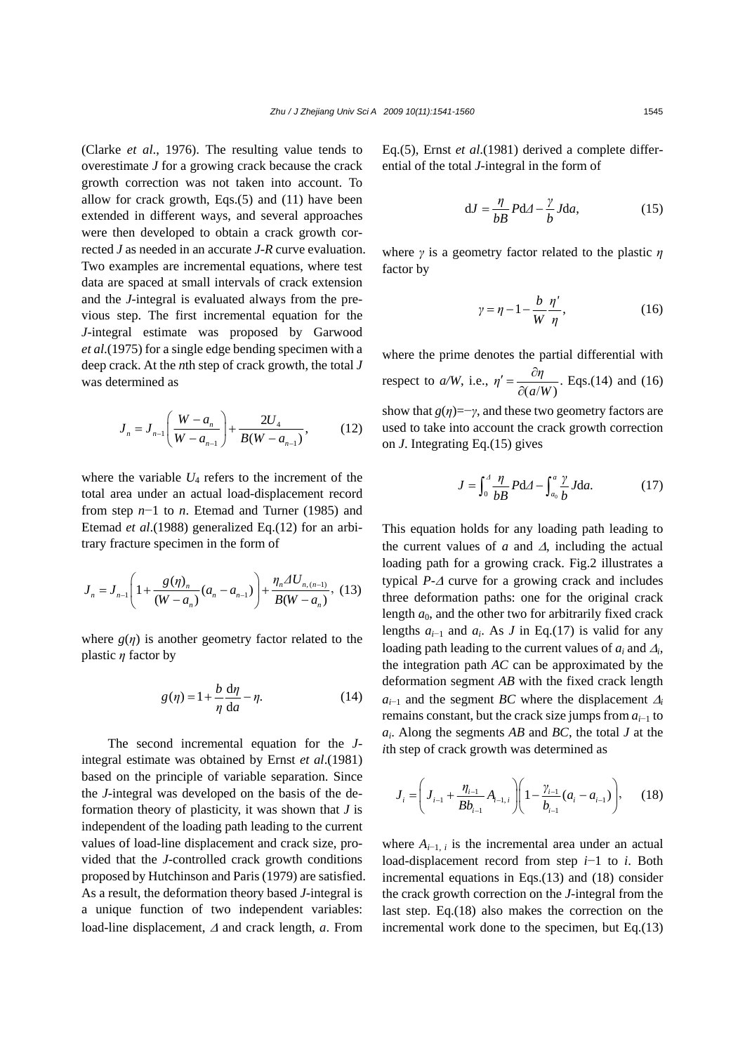(Clarke *et al*., 1976). The resulting value tends to overestimate $J$ for a growing crack because the crack growth correction was not taken into account. To allow for crack growth, Eqs.(5) and (11) have been extended in different ways, and several approaches were then developed to obtain a crack growth corrected $J$ as needed in an accurate $J$-$R$ curve evaluation. Two examples are incremental equations, where test data are spaced at small intervals of crack extension and the $J$-integral is evaluated always from the previous step. The first incremental equation for the $J$-integral estimate was proposed by Garwood *et al*.(1975) for a single edge bending specimen with a deep crack. At the $n$th step of crack growth, the total $J$ was determined as

$$J_n = J_{n-1}\left(\frac{W-a_n}{W-a_{n-1}}\right) + \frac{2U_4}{B(W-a_{n-1})}, \tag{12}$$

where the variable $U_4$ refers to the increment of the total area under an actual load-displacement record from step $n-1$ to $n$. Etemad and Turner (1985) and Etemad *et al*.(1988) generalized Eq.(12) for an arbitrary fracture specimen in the form of

$$J_n = J_{n-1}\left(1+\frac{g(\eta)_n}{(W-a_n)}(a_n-a_{n-1})\right) + \frac{\eta_n \Delta U_{n,(n-1)}}{B(W-a_n)}, \tag{13}$$

where $g(\eta)$ is another geometry factor related to the plastic $\eta$ factor by

$$g(\eta) = 1 + \frac{b}{\eta}\frac{\mathrm{d}\eta}{\mathrm{d}a} - \eta. \tag{14}$$

The second incremental equation for the $J$-integral estimate was obtained by Ernst *et al*.(1981) based on the principle of variable separation. Since the $J$-integral was developed on the basis of the deformation theory of plasticity, it was shown that $J$ is independent of the loading path leading to the current values of load-line displacement and crack size, provided that the $J$-controlled crack growth conditions proposed by Hutchinson and Paris (1979) are satisfied. As a result, the deformation theory based $J$-integral is a unique function of two independent variables: load-line displacement, $\Delta$ and crack length, $a$. From Eq.(5), Ernst *et al*.(1981) derived a complete differential of the total $J$-integral in the form of

$$\mathrm{d}J = \frac{\eta}{bB}P\mathrm{d}\Delta - \frac{\gamma}{b}J\mathrm{d}a, \tag{15}$$

where $\gamma$ is a geometry factor related to the plastic $\eta$ factor by

$$\gamma = \eta - 1 - \frac{b}{W}\frac{\eta'}{\eta}, \tag{16}$$

where the prime denotes the partial differential with respect to $a/W$, i.e., $\eta' = \dfrac{\partial \eta}{\partial (a/W)}$. Eqs.(14) and (16) show that $g(\eta)=-\gamma$, and these two geometry factors are used to take into account the crack growth correction on $J$. Integrating Eq.(15) gives

$$J = \int_0^{\Delta}\frac{\eta}{bB}P\mathrm{d}\Delta - \int_{a_0}^{a}\frac{\gamma}{b}J\mathrm{d}a. \tag{17}$$

This equation holds for any loading path leading to the current values of $a$ and $\Delta$, including the actual loading path for a growing crack. Fig.2 illustrates a typical $P$-$\Delta$ curve for a growing crack and includes three deformation paths: one for the original crack length $a_0$, and the other two for arbitrarily fixed crack lengths $a_{i-1}$ and $a_i$. As $J$ in Eq.(17) is valid for any loading path leading to the current values of $a_i$ and $\Delta_i$, the integration path $AC$ can be approximated by the deformation segment $AB$ with the fixed crack length $a_{i-1}$ and the segment $BC$ where the displacement $\Delta_i$ remains constant, but the crack size jumps from $a_{i-1}$ to $a_i$. Along the segments $AB$ and $BC$, the total $J$ at the $i$th step of crack growth was determined as

$$J_i = \left(J_{i-1} + \frac{\eta_{i-1}}{Bb_{i-1}}A_{i-1,i}\right)\left(1 - \frac{\gamma_{i-1}}{b_{i-1}}(a_i - a_{i-1})\right), \tag{18}$$

where $A_{i-1,i}$ is the incremental area under an actual load-displacement record from step $i-1$ to $i$. Both incremental equations in Eqs.(13) and (18) consider the crack growth correction on the $J$-integral from the last step. Eq.(18) also makes the correction on the incremental work done to the specimen, but Eq.(13)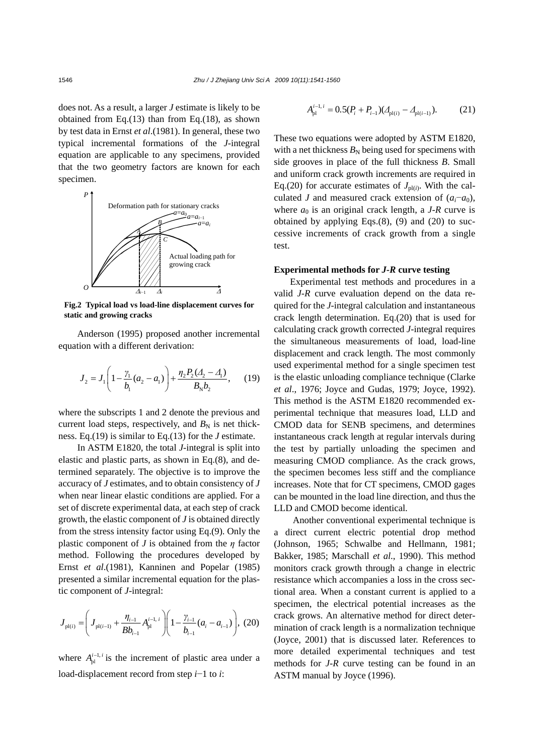does not. As a result, a larger $J$ estimate is likely to be obtained from Eq.(13) than from Eq.(18), as shown by test data in Ernst *et al*.(1981). In general, these two typical incremental formations of the $J$-integral equation are applicable to any specimens, provided that the two geometry factors are known for each specimen.

**Fig.2 Typical load vs load-line displacement curves for static and growing cracks**

Anderson (1995) proposed another incremental equation with a different derivation:

$$J_2 = J_1 \left( 1 - \frac{\gamma_1}{b_1}(a_2 - a_1) \right) + \frac{\eta_2 P_2 (\Delta_2 - \Delta_1)}{B_N b_2}, \quad (19)$$

where the subscripts 1 and 2 denote the previous and current load steps, respectively, and $B_N$ is net thickness. Eq.(19) is similar to Eq.(13) for the $J$ estimate.

In ASTM E1820, the total $J$-integral is split into elastic and plastic parts, as shown in Eq.(8), and determined separately. The objective is to improve the accuracy of $J$ estimates, and to obtain consistency of $J$ when near linear elastic conditions are applied. For a set of discrete experimental data, at each step of crack growth, the elastic component of $J$ is obtained directly from the stress intensity factor using Eq.(9). Only the plastic component of $J$ is obtained from the $\eta$ factor method. Following the procedures developed by Ernst *et al*.(1981), Kanninen and Popelar (1985) presented a similar incremental equation for the plastic component of $J$-integral:

$$J_{\mathrm{pl}(i)} = \left( J_{\mathrm{pl}(i-1)} + \frac{\eta_{i-1}}{B b_{i-1}} A_{\mathrm{pl}}^{i-1,\, i} \right) \left( 1 - \frac{\gamma_{i-1}}{b_{i-1}} (a_i - a_{i-1}) \right), \quad (20)$$

where $A_{\mathrm{pl}}^{i-1,\, i}$ is the increment of plastic area under a load-displacement record from step $i-1$ to $i$:

$$A_{\mathrm{pl}}^{i-1,\, i} = 0.5(P_i + P_{i-1})(\Delta_{\mathrm{pl}(i)} - \Delta_{\mathrm{pl}(i-1)}). \quad (21)$$

These two equations were adopted by ASTM E1820, with a net thickness $B_N$ being used for specimens with side grooves in place of the full thickness $B$. Small and uniform crack growth increments are required in Eq.(20) for accurate estimates of $J_{\mathrm{pl}(i)}$. With the calculated $J$ and measured crack extension of $(a_i - a_0)$, where $a_0$ is an original crack length, a $J$-$R$ curve is obtained by applying Eqs.(8), (9) and (20) to successive increments of crack growth from a single test.

### Experimental methods for *J-R* curve testing

Experimental test methods and procedures in a valid $J$-$R$ curve evaluation depend on the data required for the $J$-integral calculation and instantaneous crack length determination. Eq.(20) that is used for calculating crack growth corrected $J$-integral requires the simultaneous measurements of load, load-line displacement and crack length. The most commonly used experimental method for a single specimen test is the elastic unloading compliance technique (Clarke *et al*., 1976; Joyce and Gudas, 1979; Joyce, 1992). This method is the ASTM E1820 recommended experimental technique that measures load, LLD and CMOD data for SENB specimens, and determines instantaneous crack length at regular intervals during the test by partially unloading the specimen and measuring CMOD compliance. As the crack grows, the specimen becomes less stiff and the compliance increases. Note that for CT specimens, CMOD gages can be mounted in the load line direction, and thus the LLD and CMOD become identical.

Another conventional experimental technique is a direct current electric potential drop method (Johnson, 1965; Schwalbe and Hellmann, 1981; Bakker, 1985; Marschall *et al*., 1990). This method monitors crack growth through a change in electric resistance which accompanies a loss in the cross sectional area. When a constant current is applied to a specimen, the electrical potential increases as the crack grows. An alternative method for direct determination of crack length is a normalization technique (Joyce, 2001) that is discussed later. References to more detailed experimental techniques and test methods for $J$-$R$ curve testing can be found in an ASTM manual by Joyce (1996).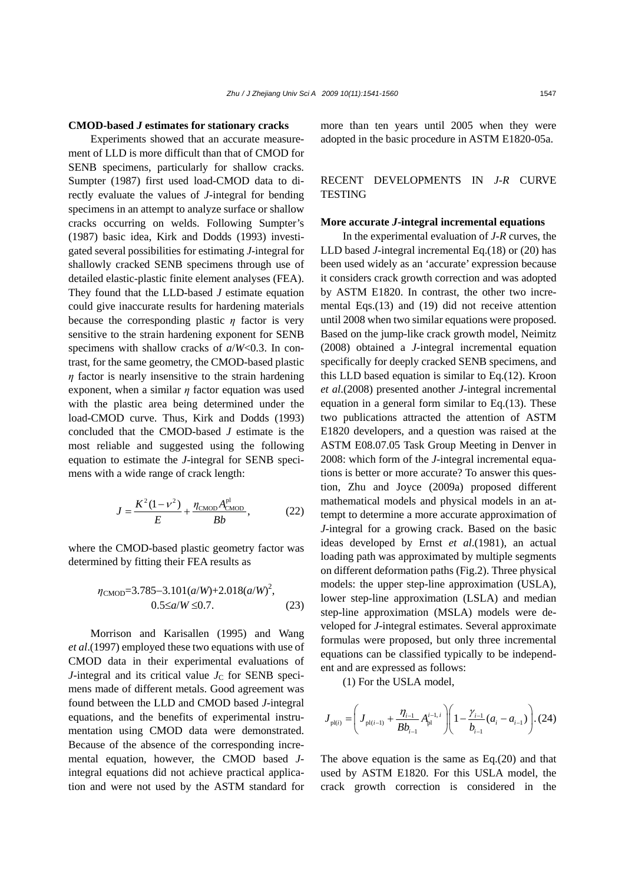**CMOD-based *J* estimates for stationary cracks**

Experiments showed that an accurate measurement of LLD is more difficult than that of CMOD for SENB specimens, particularly for shallow cracks. Sumpter (1987) first used load-CMOD data to directly evaluate the values of *J*-integral for bending specimens in an attempt to analyze surface or shallow cracks occurring on welds. Following Sumpter's (1987) basic idea, Kirk and Dodds (1993) investigated several possibilities for estimating *J*-integral for shallowly cracked SENB specimens through use of detailed elastic-plastic finite element analyses (FEA). They found that the LLD-based *J* estimate equation could give inaccurate results for hardening materials because the corresponding plastic $\eta$ factor is very sensitive to the strain hardening exponent for SENB specimens with shallow cracks of $a/W<0.3$. In contrast, for the same geometry, the CMOD-based plastic $\eta$ factor is nearly insensitive to the strain hardening exponent, when a similar $\eta$ factor equation was used with the plastic area being determined under the load-CMOD curve. Thus, Kirk and Dodds (1993) concluded that the CMOD-based *J* estimate is the most reliable and suggested using the following equation to estimate the *J*-integral for SENB specimens with a wide range of crack length:

$$J = \frac{K^2(1-\nu^2)}{E} + \frac{\eta_{\text{CMOD}} A_{\text{CMOD}}^{\text{pl}}}{Bb}, \tag{22}$$

where the CMOD-based plastic geometry factor was determined by fitting their FEA results as

$$\eta_{\text{CMOD}} = 3.785 - 3.101(a/W) + 2.018(a/W)^2, \quad 0.5 \le a/W \le 0.7. \tag{23}$$

Morrison and Karisallen (1995) and Wang *et al*.(1997) employed these two equations with use of CMOD data in their experimental evaluations of *J*-integral and its critical value $J_C$ for SENB specimens made of different metals. Good agreement was found between the LLD and CMOD based *J*-integral equations, and the benefits of experimental instrumentation using CMOD data were demonstrated. Because of the absence of the corresponding incremental equation, however, the CMOD based *J*-integral equations did not achieve practical application and were not used by the ASTM standard for more than ten years until 2005 when they were adopted in the basic procedure in ASTM E1820-05a.

## RECENT DEVELOPMENTS IN *J-R* CURVE TESTING

**More accurate *J*-integral incremental equations**

In the experimental evaluation of *J-R* curves, the LLD based *J*-integral incremental Eq.(18) or (20) has been used widely as an 'accurate' expression because it considers crack growth correction and was adopted by ASTM E1820. In contrast, the other two incremental Eqs.(13) and (19) did not receive attention until 2008 when two similar equations were proposed. Based on the jump-like crack growth model, Neimitz (2008) obtained a *J*-integral incremental equation specifically for deeply cracked SENB specimens, and this LLD based equation is similar to Eq.(12). Kroon *et al*.(2008) presented another *J*-integral incremental equation in a general form similar to Eq.(13). These two publications attracted the attention of ASTM E1820 developers, and a question was raised at the ASTM E08.07.05 Task Group Meeting in Denver in 2008: which form of the *J*-integral incremental equations is better or more accurate? To answer this question, Zhu and Joyce (2009a) proposed different mathematical models and physical models in an attempt to determine a more accurate approximation of *J*-integral for a growing crack. Based on the basic ideas developed by Ernst *et al*.(1981), an actual loading path was approximated by multiple segments on different deformation paths (Fig.2). Three physical models: the upper step-line approximation (USLA), lower step-line approximation (LSLA) and median step-line approximation (MSLA) models were developed for *J*-integral estimates. Several approximate formulas were proposed, but only three incremental equations can be classified typically to be independent and are expressed as follows:

(1) For the USLA model,

$$J_{\text{pl}(i)} = \left( J_{\text{pl}(i-1)} + \frac{\eta_{i-1}}{Bb_{i-1}} A_{\text{pl}}^{i-1,\,i} \right)\left( 1 - \frac{\gamma_{i-1}}{b_{i-1}}(a_i - a_{i-1}) \right). \tag{24}$$

The above equation is the same as Eq.(20) and that used by ASTM E1820. For this USLA model, the crack growth correction is considered in the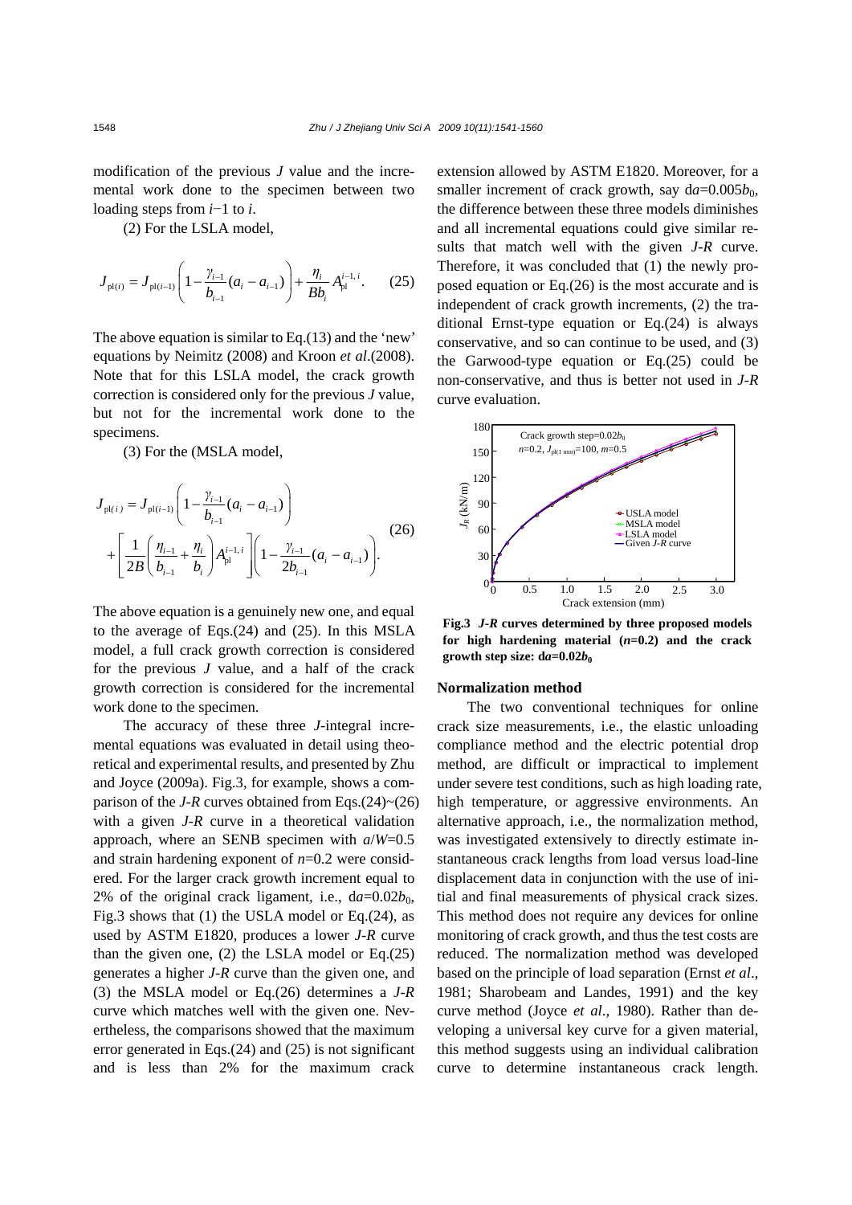modification of the previous $J$ value and the incremental work done to the specimen between two loading steps from $i-1$ to $i$.

(2) For the LSLA model,

$$J_{\text{pl}(i)} = J_{\text{pl}(i-1)}\left(1-\frac{\gamma_{i-1}}{b_{i-1}}(a_i - a_{i-1})\right)+\frac{\eta_i}{Bb_i}A_{\text{pl}}^{i-1,\,i}. \quad (25)$$

The above equation is similar to Eq.(13) and the 'new' equations by Neimitz (2008) and Kroon *et al*.(2008). Note that for this LSLA model, the crack growth correction is considered only for the previous $J$ value, but not for the incremental work done to the specimens.

(3) For the (MSLA model,

$$J_{\text{pl}(i)} = J_{\text{pl}(i-1)}\left(1-\frac{\gamma_{i-1}}{b_{i-1}}(a_i - a_{i-1})\right) + \left[\frac{1}{2B}\left(\frac{\eta_{i-1}}{b_{i-1}}+\frac{\eta_i}{b_i}\right)A_{\text{pl}}^{i-1,\,i}\right]\left(1-\frac{\gamma_{i-1}}{2b_{i-1}}(a_i - a_{i-1})\right). \quad (26)$$

The above equation is a genuinely new one, and equal to the average of Eqs.(24) and (25). In this MSLA model, a full crack growth correction is considered for the previous $J$ value, and a half of the crack growth correction is considered for the incremental work done to the specimen.

The accuracy of these three $J$-integral incremental equations was evaluated in detail using theoretical and experimental results, and presented by Zhu and Joyce (2009a). Fig.3, for example, shows a comparison of the $J$-$R$ curves obtained from Eqs.(24)~(26) with a given $J$-$R$ curve in a theoretical validation approach, where an SENB specimen with $a/W$=0.5 and strain hardening exponent of $n$=0.2 were considered. For the larger crack growth increment equal to 2% of the original crack ligament, i.e., $\text{d}a$=0.02$b_0$, Fig.3 shows that (1) the USLA model or Eq.(24), as used by ASTM E1820, produces a lower $J$-$R$ curve than the given one, (2) the LSLA model or Eq.(25) generates a higher $J$-$R$ curve than the given one, and (3) the MSLA model or Eq.(26) determines a $J$-$R$ curve which matches well with the given one. Nevertheless, the comparisons showed that the maximum error generated in Eqs.(24) and (25) is not significant and is less than 2% for the maximum crack extension allowed by ASTM E1820. Moreover, for a smaller increment of crack growth, say $\text{d}a$=0.005$b_0$, the difference between these three models diminishes and all incremental equations could give similar results that match well with the given $J$-$R$ curve. Therefore, it was concluded that (1) the newly proposed equation or Eq.(26) is the most accurate and is independent of crack growth increments, (2) the traditional Ernst-type equation or Eq.(24) is always conservative, and so can continue to be used, and (3) the Garwood-type equation or Eq.(25) could be non-conservative, and thus is better not used in $J$-$R$ curve evaluation.

**Fig.3 $J$-$R$ curves determined by three proposed models for high hardening material ($n$=0.2) and the crack growth step size: d$a$=0.02$b_0$**

### Normalization method

The two conventional techniques for online crack size measurements, i.e., the elastic unloading compliance method and the electric potential drop method, are difficult or impractical to implement under severe test conditions, such as high loading rate, high temperature, or aggressive environments. An alternative approach, i.e., the normalization method, was investigated extensively to directly estimate instantaneous crack lengths from load versus load-line displacement data in conjunction with the use of initial and final measurements of physical crack sizes. This method does not require any devices for online monitoring of crack growth, and thus the test costs are reduced. The normalization method was developed based on the principle of load separation (Ernst *et al*., 1981; Sharobeam and Landes, 1991) and the key curve method (Joyce *et al*., 1980). Rather than developing a universal key curve for a given material, this method suggests using an individual calibration curve to determine instantaneous crack length.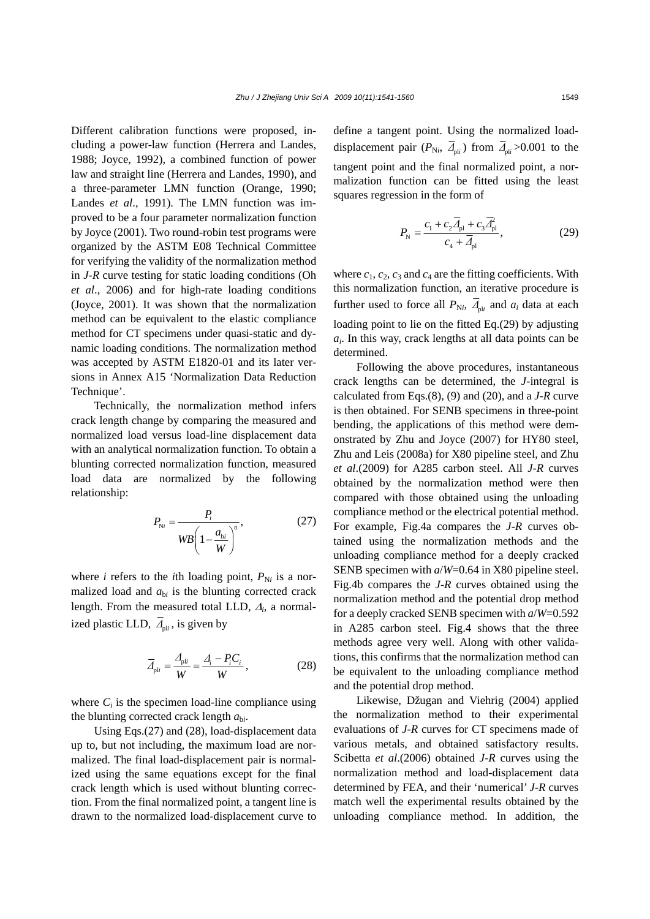Different calibration functions were proposed, including a power-law function (Herrera and Landes, 1988; Joyce, 1992), a combined function of power law and straight line (Herrera and Landes, 1990), and a three-parameter LMN function (Orange, 1990; Landes *et al*., 1991). The LMN function was improved to be a four parameter normalization function by Joyce (2001). Two round-robin test programs were organized by the ASTM E08 Technical Committee for verifying the validity of the normalization method in *J-R* curve testing for static loading conditions (Oh *et al*., 2006) and for high-rate loading conditions (Joyce, 2001). It was shown that the normalization method can be equivalent to the elastic compliance method for CT specimens under quasi-static and dynamic loading conditions. The normalization method was accepted by ASTM E1820-01 and its later versions in Annex A15 'Normalization Data Reduction Technique'.

Technically, the normalization method infers crack length change by comparing the measured and normalized load versus load-line displacement data with an analytical normalization function. To obtain a blunting corrected normalization function, measured load data are normalized by the following relationship:

$$P_{Ni} = \frac{P_i}{WB\left(1 - \frac{a_{bi}}{W}\right)^{\eta}}, \tag{27}$$

where $i$ refers to the $i$th loading point, $P_{Ni}$ is a normalized load and $a_{bi}$ is the blunting corrected crack length. From the measured total LLD, $\Delta_i$, a normalized plastic LLD, $\overline{\Delta}_{pli}$, is given by

$$\overline{\Delta}_{pli} = \frac{\Delta_{pli}}{W} = \frac{\Delta_i - P_i C_i}{W}, \tag{28}$$

where $C_i$ is the specimen load-line compliance using the blunting corrected crack length $a_{bi}$.

Using Eqs.(27) and (28), load-displacement data up to, but not including, the maximum load are normalized. The final load-displacement pair is normalized using the same equations except for the final crack length which is used without blunting correction. From the final normalized point, a tangent line is drawn to the normalized load-displacement curve to define a tangent point. Using the normalized load-displacement pair ($P_{Ni}$, $\overline{\Delta}_{pli}$) from $\overline{\Delta}_{pli}$>0.001 to the tangent point and the final normalized point, a normalization function can be fitted using the least squares regression in the form of

$$P_N = \frac{c_1 + c_2\overline{\Delta}_{pl} + c_3\overline{\Delta}_{pl}^2}{c_4 + \overline{\Delta}_{pl}}, \tag{29}$$

where $c_1$, $c_2$, $c_3$ and $c_4$ are the fitting coefficients. With this normalization function, an iterative procedure is further used to force all $P_{Ni}$, $\overline{\Delta}_{pli}$ and $a_i$ data at each loading point to lie on the fitted Eq.(29) by adjusting $a_i$. In this way, crack lengths at all data points can be determined.

Following the above procedures, instantaneous crack lengths can be determined, the *J*-integral is calculated from Eqs.(8), (9) and (20), and a *J-R* curve is then obtained. For SENB specimens in three-point bending, the applications of this method were demonstrated by Zhu and Joyce (2007) for HY80 steel, Zhu and Leis (2008a) for X80 pipeline steel, and Zhu *et al*.(2009) for A285 carbon steel. All *J-R* curves obtained by the normalization method were then compared with those obtained using the unloading compliance method or the electrical potential method. For example, Fig.4a compares the *J-R* curves obtained using the normalization methods and the unloading compliance method for a deeply cracked SENB specimen with $a/W$=0.64 in X80 pipeline steel. Fig.4b compares the *J-R* curves obtained using the normalization method and the potential drop method for a deeply cracked SENB specimen with $a/W$=0.592 in A285 carbon steel. Fig.4 shows that the three methods agree very well. Along with other validations, this confirms that the normalization method can be equivalent to the unloading compliance method and the potential drop method.

Likewise, Džugan and Viehrig (2004) applied the normalization method to their experimental evaluations of *J-R* curves for CT specimens made of various metals, and obtained satisfactory results. Scibetta *et al*.(2006) obtained *J-R* curves using the normalization method and load-displacement data determined by FEA, and their 'numerical' *J-R* curves match well the experimental results obtained by the unloading compliance method. In addition, the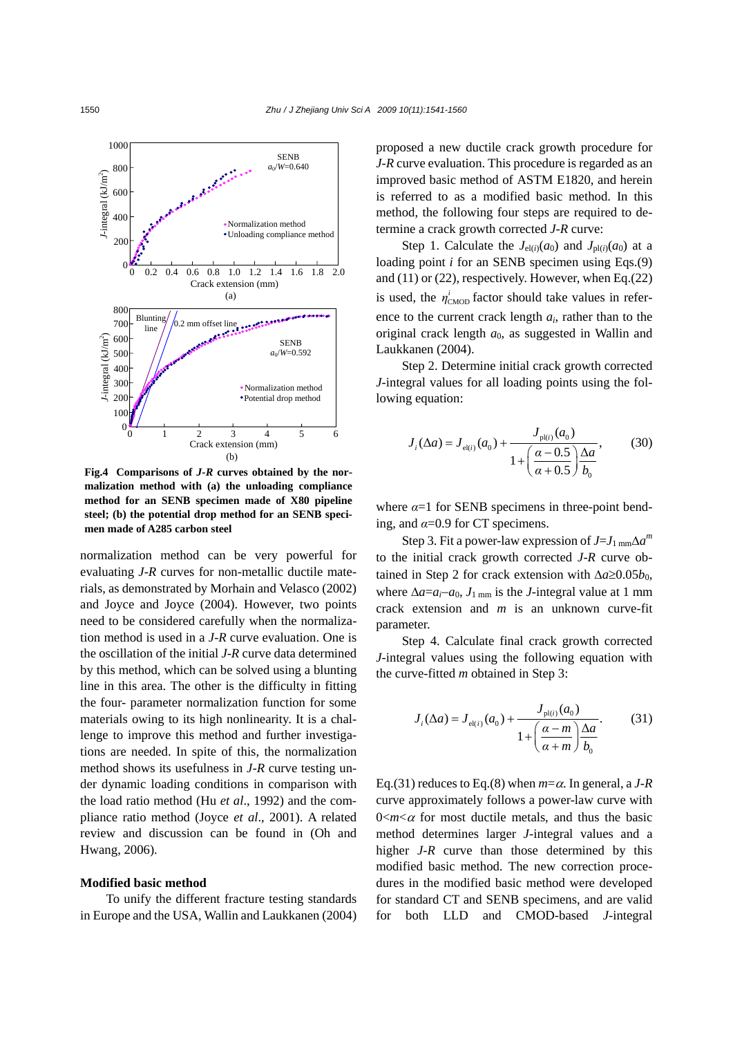**Fig.4 Comparisons of *J-R* curves obtained by the normalization method with (a) the unloading compliance method for an SENB specimen made of X80 pipeline steel; (b) the potential drop method for an SENB specimen made of A285 carbon steel**

normalization method can be very powerful for evaluating *J-R* curves for non-metallic ductile materials, as demonstrated by Morhain and Velasco (2002) and Joyce and Joyce (2004). However, two points need to be considered carefully when the normalization method is used in a *J-R* curve evaluation. One is the oscillation of the initial *J-R* curve data determined by this method, which can be solved using a blunting line in this area. The other is the difficulty in fitting the four- parameter normalization function for some materials owing to its high nonlinearity. It is a challenge to improve this method and further investigations are needed. In spite of this, the normalization method shows its usefulness in *J-R* curve testing under dynamic loading conditions in comparison with the load ratio method (Hu *et al*., 1992) and the compliance ratio method (Joyce *et al*., 2001). A related review and discussion can be found in (Oh and Hwang, 2006).

### Modified basic method

To unify the different fracture testing standards in Europe and the USA, Wallin and Laukkanen (2004) proposed a new ductile crack growth procedure for *J-R* curve evaluation. This procedure is regarded as an improved basic method of ASTM E1820, and herein is referred to as a modified basic method. In this method, the following four steps are required to determine a crack growth corrected *J-R* curve:

Step 1. Calculate the $J_{\mathrm{el}(i)}(a_0)$ and $J_{\mathrm{pl}(i)}(a_0)$ at a loading point $i$ for an SENB specimen using Eqs.(9) and (11) or (22), respectively. However, when Eq.(22) is used, the $\eta^{i}_{\mathrm{CMOD}}$ factor should take values in reference to the current crack length $a_i$, rather than to the original crack length $a_0$, as suggested in Wallin and Laukkanen (2004).

Step 2. Determine initial crack growth corrected *J*-integral values for all loading points using the following equation:

$$J_i(\Delta a) = J_{\mathrm{el}(i)}(a_0) + \frac{J_{\mathrm{pl}(i)}(a_0)}{1+\left(\dfrac{\alpha-0.5}{\alpha+0.5}\right)\dfrac{\Delta a}{b_0}}, \tag{30}$$

where $\alpha$=1 for SENB specimens in three-point bending, and $\alpha$=0.9 for CT specimens.

Step 3. Fit a power-law expression of $J=J_{1\,\mathrm{mm}}\Delta a^{m}$ to the initial crack growth corrected *J-R* curve obtained in Step 2 for crack extension with $\Delta a \geq 0.05b_0$, where $\Delta a=a_i-a_0$, $J_{1\,\mathrm{mm}}$ is the *J*-integral value at 1 mm crack extension and $m$ is an unknown curve-fit parameter.

Step 4. Calculate final crack growth corrected *J*-integral values using the following equation with the curve-fitted $m$ obtained in Step 3:

$$J_i(\Delta a) = J_{\mathrm{el}(i)}(a_0) + \frac{J_{\mathrm{pl}(i)}(a_0)}{1+\left(\dfrac{\alpha-m}{\alpha+m}\right)\dfrac{\Delta a}{b_0}}. \tag{31}$$

Eq.(31) reduces to Eq.(8) when $m=\alpha$. In general, a *J-R* curve approximately follows a power-law curve with $0<m<\alpha$ for most ductile metals, and thus the basic method determines larger *J*-integral values and a higher *J-R* curve than those determined by this modified basic method. The new correction procedures in the modified basic method were developed for standard CT and SENB specimens, and are valid for both LLD and CMOD-based *J*-integral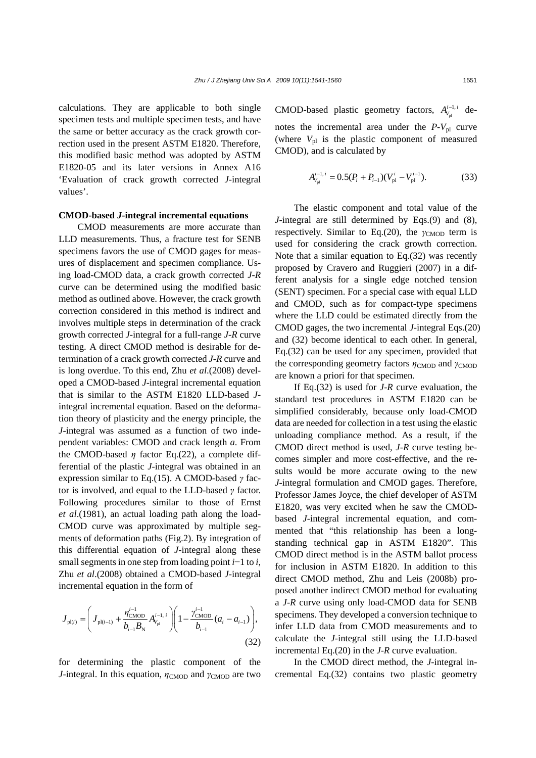calculations. They are applicable to both single specimen tests and multiple specimen tests, and have the same or better accuracy as the crack growth correction used in the present ASTM E1820. Therefore, this modified basic method was adopted by ASTM E1820-05 and its later versions in Annex A16 'Evaluation of crack growth corrected *J*-integral values'.

**CMOD-based *J*-integral incremental equations**

CMOD measurements are more accurate than LLD measurements. Thus, a fracture test for SENB specimens favors the use of CMOD gages for measures of displacement and specimen compliance. Using load-CMOD data, a crack growth corrected *J-R* curve can be determined using the modified basic method as outlined above. However, the crack growth correction considered in this method is indirect and involves multiple steps in determination of the crack growth corrected *J*-integral for a full-range *J-R* curve testing. A direct CMOD method is desirable for determination of a crack growth corrected *J-R* curve and is long overdue. To this end, Zhu *et al*.(2008) developed a CMOD-based *J*-integral incremental equation that is similar to the ASTM E1820 LLD-based *J*-integral incremental equation. Based on the deformation theory of plasticity and the energy principle, the *J*-integral was assumed as a function of two independent variables: CMOD and crack length *a*. From the CMOD-based $\eta$ factor Eq.(22), a complete differential of the plastic *J*-integral was obtained in an expression similar to Eq.(15). A CMOD-based $\gamma$ factor is involved, and equal to the LLD-based $\gamma$ factor. Following procedures similar to those of Ernst *et al*.(1981), an actual loading path along the load-CMOD curve was approximated by multiple segments of deformation paths (Fig.2). By integration of this differential equation of *J*-integral along these small segments in one step from loading point $i-1$ to $i$, Zhu *et al*.(2008) obtained a CMOD-based *J*-integral incremental equation in the form of

$$J_{\mathrm{pl}(i)} = \left( J_{\mathrm{pl}(i-1)} + \frac{\eta_{\mathrm{CMOD}}^{i-1}}{b_{i-1} B_{\mathrm{N}}} A_{V_{\mathrm{pl}}}^{i-1,\,i} \right) \left( 1 - \frac{\gamma_{\mathrm{CMOD}}^{i-1}}{b_{i-1}} (a_i - a_{i-1}) \right), \tag{32}$$

for determining the plastic component of the *J*-integral. In this equation, $\eta_{\mathrm{CMOD}}$ and $\gamma_{\mathrm{CMOD}}$ are two CMOD-based plastic geometry factors, $A_{V_{\mathrm{pl}}}^{i-1,\,i}$ denotes the incremental area under the $P$-$V_{\mathrm{pl}}$ curve (where $V_{\mathrm{pl}}$ is the plastic component of measured CMOD), and is calculated by

$$A_{V_{\mathrm{pl}}}^{i-1,\,i} = 0.5(P_i + P_{i-1})(V_{\mathrm{pl}}^{i} - V_{\mathrm{pl}}^{i-1}). \tag{33}$$

The elastic component and total value of the *J*-integral are still determined by Eqs.(9) and (8), respectively. Similar to Eq.(20), the $\gamma_{\mathrm{CMOD}}$ term is used for considering the crack growth correction. Note that a similar equation to Eq.(32) was recently proposed by Cravero and Ruggieri (2007) in a different analysis for a single edge notched tension (SENT) specimen. For a special case with equal LLD and CMOD, such as for compact-type specimens where the LLD could be estimated directly from the CMOD gages, the two incremental *J*-integral Eqs.(20) and (32) become identical to each other. In general, Eq.(32) can be used for any specimen, provided that the corresponding geometry factors $\eta_{\mathrm{CMOD}}$ and $\gamma_{\mathrm{CMOD}}$ are known a priori for that specimen.

If Eq.(32) is used for *J-R* curve evaluation, the standard test procedures in ASTM E1820 can be simplified considerably, because only load-CMOD data are needed for collection in a test using the elastic unloading compliance method. As a result, if the CMOD direct method is used, *J-R* curve testing becomes simpler and more cost-effective, and the results would be more accurate owing to the new *J*-integral formulation and CMOD gages. Therefore, Professor James Joyce, the chief developer of ASTM E1820, was very excited when he saw the CMOD-based *J*-integral incremental equation, and commented that "this relationship has been a long-standing technical gap in ASTM E1820". This CMOD direct method is in the ASTM ballot process for inclusion in ASTM E1820. In addition to this direct CMOD method, Zhu and Leis (2008b) proposed another indirect CMOD method for evaluating a *J-R* curve using only load-CMOD data for SENB specimens. They developed a conversion technique to infer LLD data from CMOD measurements and to calculate the *J*-integral still using the LLD-based incremental Eq.(20) in the *J-R* curve evaluation.

In the CMOD direct method, the *J*-integral incremental Eq.(32) contains two plastic geometry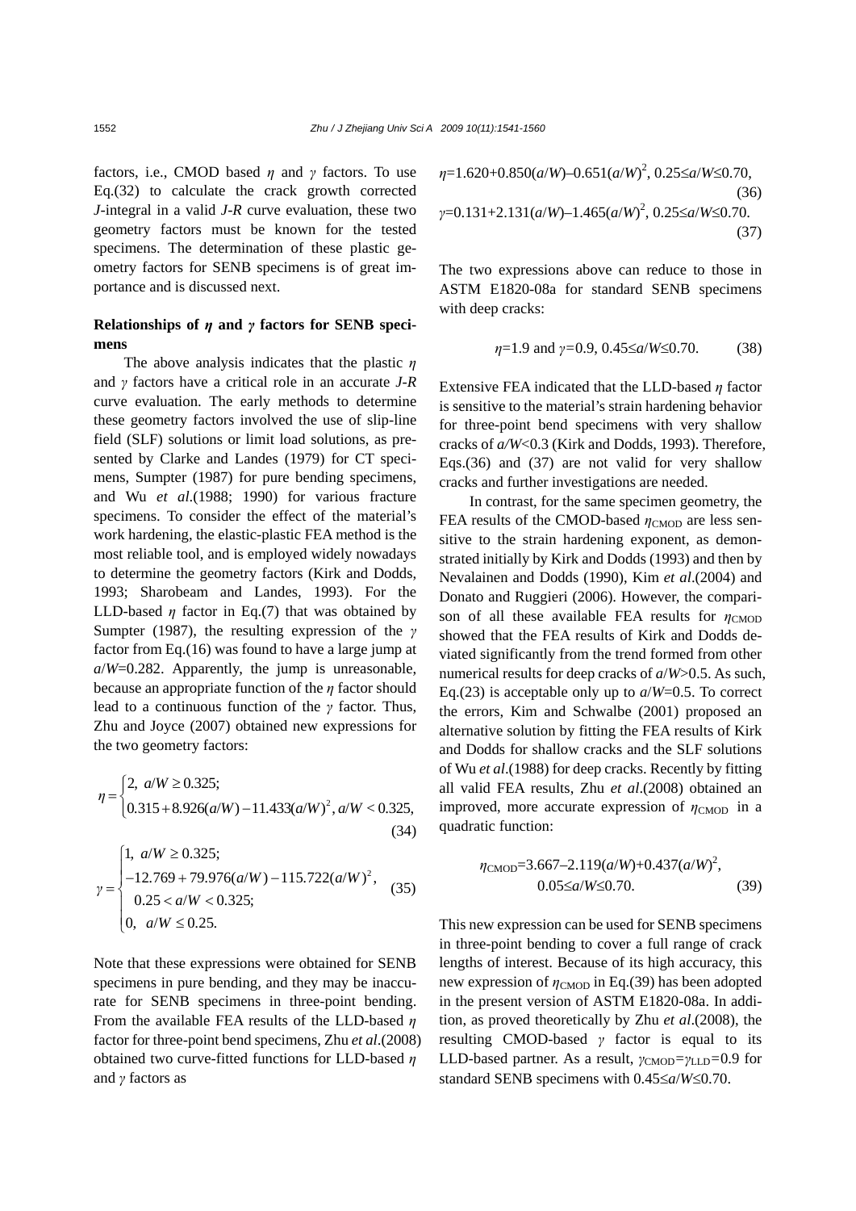factors, i.e., CMOD based $\eta$ and $\gamma$ factors. To use Eq.(32) to calculate the crack growth corrected $J$-integral in a valid $J$-$R$ curve evaluation, these two geometry factors must be known for the tested specimens. The determination of these plastic geometry factors for SENB specimens is of great importance and is discussed next.

**Relationships of $\eta$ and $\gamma$ factors for SENB specimens**

The above analysis indicates that the plastic $\eta$ and $\gamma$ factors have a critical role in an accurate $J$-$R$ curve evaluation. The early methods to determine these geometry factors involved the use of slip-line field (SLF) solutions or limit load solutions, as presented by Clarke and Landes (1979) for CT specimens, Sumpter (1987) for pure bending specimens, and Wu *et al*.(1988; 1990) for various fracture specimens. To consider the effect of the material's work hardening, the elastic-plastic FEA method is the most reliable tool, and is employed widely nowadays to determine the geometry factors (Kirk and Dodds, 1993; Sharobeam and Landes, 1993). For the LLD-based $\eta$ factor in Eq.(7) that was obtained by Sumpter (1987), the resulting expression of the $\gamma$ factor from Eq.(16) was found to have a large jump at $a/W$=0.282. Apparently, the jump is unreasonable, because an appropriate function of the $\eta$ factor should lead to a continuous function of the $\gamma$ factor. Thus, Zhu and Joyce (2007) obtained new expressions for the two geometry factors:

$$\eta = \begin{cases} 2, \; a/W \geq 0.325; \\ 0.315 + 8.926(a/W) - 11.433(a/W)^2, \; a/W < 0.325, \end{cases} \tag{34}$$

$$\gamma = \begin{cases} 1, \; a/W \geq 0.325; \\ -12.769 + 79.976(a/W) - 115.722(a/W)^2, \\ \quad 0.25 < a/W < 0.325; \\ 0, \; a/W \leq 0.25. \end{cases} \tag{35}$$

Note that these expressions were obtained for SENB specimens in pure bending, and they may be inaccurate for SENB specimens in three-point bending. From the available FEA results of the LLD-based $\eta$ factor for three-point bend specimens, Zhu *et al*.(2008) obtained two curve-fitted functions for LLD-based $\eta$ and $\gamma$ factors as

$$\eta = 1.620 + 0.850(a/W) - 0.651(a/W)^2, \; 0.25 \leq a/W \leq 0.70, \tag{36}$$

$$\gamma = 0.131 + 2.131(a/W) - 1.465(a/W)^2, \; 0.25 \leq a/W \leq 0.70. \tag{37}$$

The two expressions above can reduce to those in ASTM E1820-08a for standard SENB specimens with deep cracks:

$$\eta = 1.9 \text{ and } \gamma = 0.9, \; 0.45 \leq a/W \leq 0.70. \tag{38}$$

Extensive FEA indicated that the LLD-based $\eta$ factor is sensitive to the material's strain hardening behavior for three-point bend specimens with very shallow cracks of $a/W$<0.3 (Kirk and Dodds, 1993). Therefore, Eqs.(36) and (37) are not valid for very shallow cracks and further investigations are needed.

In contrast, for the same specimen geometry, the FEA results of the CMOD-based $\eta_{CMOD}$ are less sensitive to the strain hardening exponent, as demonstrated initially by Kirk and Dodds (1993) and then by Nevalainen and Dodds (1990), Kim *et al*.(2004) and Donato and Ruggieri (2006). However, the comparison of all these available FEA results for $\eta_{CMOD}$ showed that the FEA results of Kirk and Dodds deviated significantly from the trend formed from other numerical results for deep cracks of $a/W$>0.5. As such, Eq.(23) is acceptable only up to $a/W$=0.5. To correct the errors, Kim and Schwalbe (2001) proposed an alternative solution by fitting the FEA results of Kirk and Dodds for shallow cracks and the SLF solutions of Wu *et al*.(1988) for deep cracks. Recently by fitting all valid FEA results, Zhu *et al*.(2008) obtained an improved, more accurate expression of $\eta_{CMOD}$ in a quadratic function:

$$\eta_{CMOD} = 3.667 - 2.119(a/W) + 0.437(a/W)^2, \quad 0.05 \leq a/W \leq 0.70. \tag{39}$$

This new expression can be used for SENB specimens in three-point bending to cover a full range of crack lengths of interest. Because of its high accuracy, this new expression of $\eta_{CMOD}$ in Eq.(39) has been adopted in the present version of ASTM E1820-08a. In addition, as proved theoretically by Zhu *et al*.(2008), the resulting CMOD-based $\gamma$ factor is equal to its LLD-based partner. As a result, $\gamma_{CMOD}=\gamma_{LLD}=0.9$ for standard SENB specimens with $0.45 \leq a/W \leq 0.70$.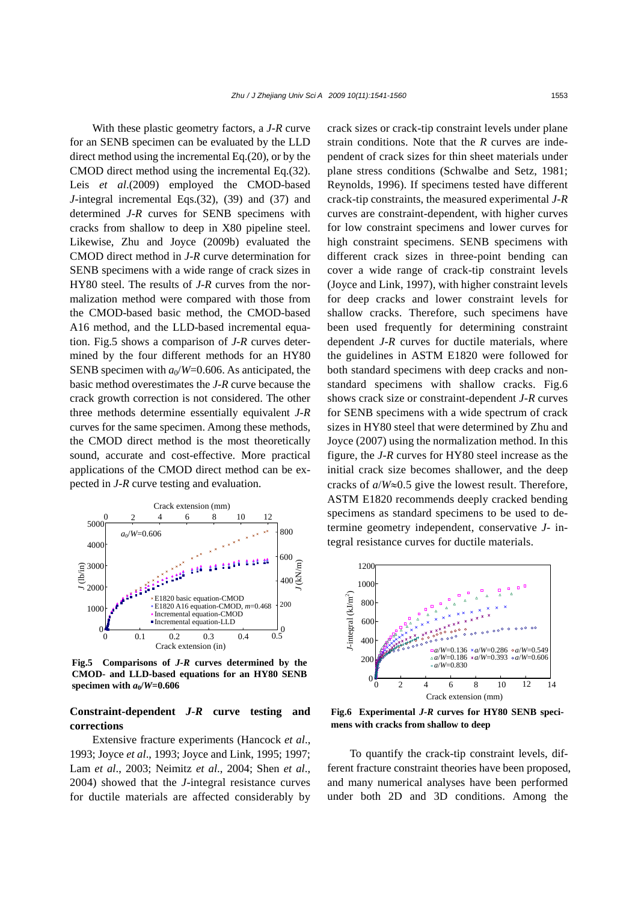With these plastic geometry factors, a *J*-*R* curve for an SENB specimen can be evaluated by the LLD direct method using the incremental Eq.(20), or by the CMOD direct method using the incremental Eq.(32). Leis *et al*.(2009) employed the CMOD-based *J*-integral incremental Eqs.(32), (39) and (37) and determined *J*-*R* curves for SENB specimens with cracks from shallow to deep in X80 pipeline steel. Likewise, Zhu and Joyce (2009b) evaluated the CMOD direct method in *J*-*R* curve determination for SENB specimens with a wide range of crack sizes in HY80 steel. The results of *J*-*R* curves from the normalization method were compared with those from the CMOD-based basic method, the CMOD-based A16 method, and the LLD-based incremental equation. Fig.5 shows a comparison of *J*-*R* curves determined by the four different methods for an HY80 SENB specimen with $a_0/W$=0.606. As anticipated, the basic method overestimates the *J*-*R* curve because the crack growth correction is not considered. The other three methods determine essentially equivalent *J*-*R* curves for the same specimen. Among these methods, the CMOD direct method is the most theoretically sound, accurate and cost-effective. More practical applications of the CMOD direct method can be expected in *J*-*R* curve testing and evaluation.

**Fig.5 Comparisons of *J*-*R* curves determined by the CMOD- and LLD-based equations for an HY80 SENB specimen with $a_0/W$=0.606**

## Constraint-dependent *J*-*R* curve testing and corrections

Extensive fracture experiments (Hancock *et al*., 1993; Joyce *et al*., 1993; Joyce and Link, 1995; 1997; Lam *et al*., 2003; Neimitz *et al*., 2004; Shen *et al*., 2004) showed that the *J*-integral resistance curves for ductile materials are affected considerably by crack sizes or crack-tip constraint levels under plane strain conditions. Note that the *R* curves are independent of crack sizes for thin sheet materials under plane stress conditions (Schwalbe and Setz, 1981; Reynolds, 1996). If specimens tested have different crack-tip constraints, the measured experimental *J*-*R* curves are constraint-dependent, with higher curves for low constraint specimens and lower curves for high constraint specimens. SENB specimens with different crack sizes in three-point bending can cover a wide range of crack-tip constraint levels (Joyce and Link, 1997), with higher constraint levels for deep cracks and lower constraint levels for shallow cracks. Therefore, such specimens have been used frequently for determining constraint dependent *J*-*R* curves for ductile materials, where the guidelines in ASTM E1820 were followed for both standard specimens with deep cracks and non-standard specimens with shallow cracks. Fig.6 shows crack size or constraint-dependent *J*-*R* curves for SENB specimens with a wide spectrum of crack sizes in HY80 steel that were determined by Zhu and Joyce (2007) using the normalization method. In this figure, the *J*-*R* curves for HY80 steel increase as the initial crack size becomes shallower, and the deep cracks of $a/W$≈0.5 give the lowest result. Therefore, ASTM E1820 recommends deeply cracked bending specimens as standard specimens to be used to determine geometry independent, conservative *J*- integral resistance curves for ductile materials.

**Fig.6 Experimental *J*-*R* curves for HY80 SENB specimens with cracks from shallow to deep**

To quantify the crack-tip constraint levels, different fracture constraint theories have been proposed, and many numerical analyses have been performed under both 2D and 3D conditions. Among the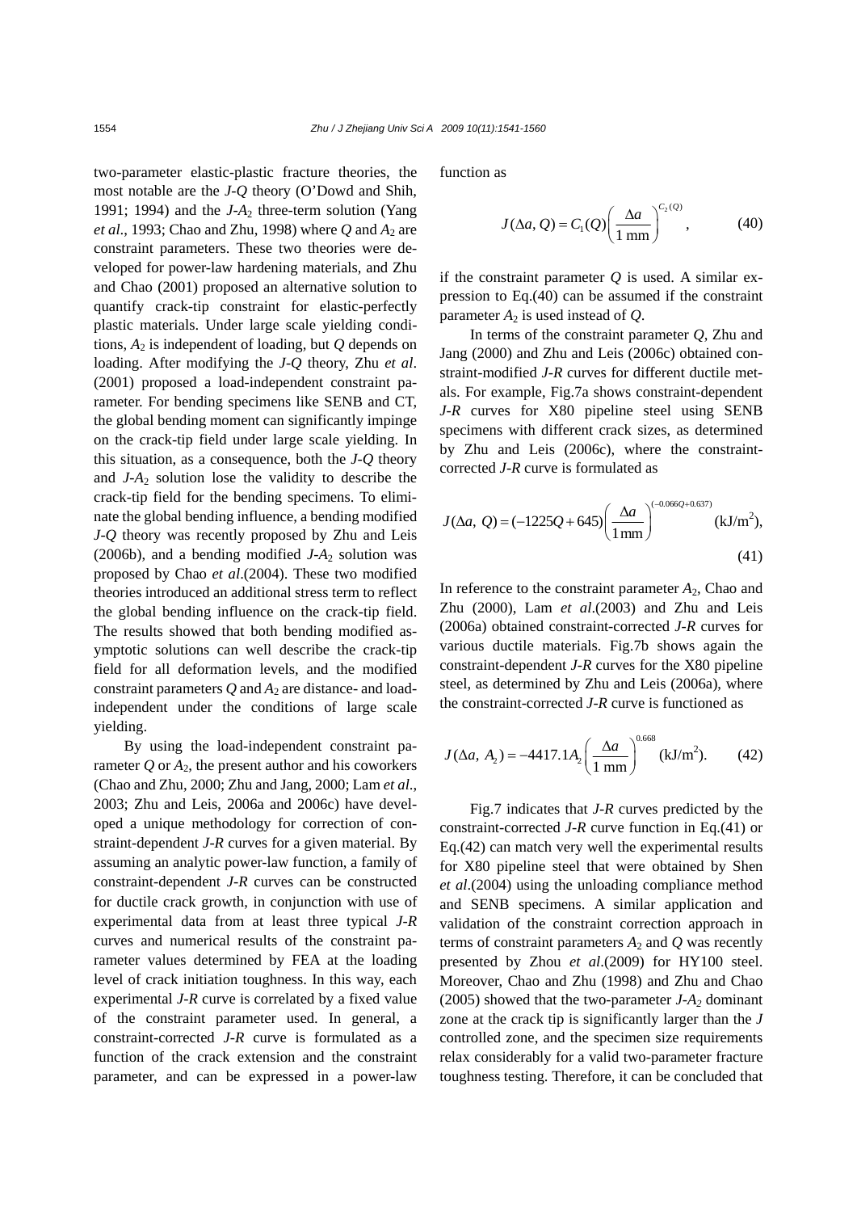two-parameter elastic-plastic fracture theories, the most notable are the *J*-*Q* theory (O'Dowd and Shih, 1991; 1994) and the *J*-$A_2$ three-term solution (Yang *et al*., 1993; Chao and Zhu, 1998) where *Q* and $A_2$ are constraint parameters. These two theories were developed for power-law hardening materials, and Zhu and Chao (2001) proposed an alternative solution to quantify crack-tip constraint for elastic-perfectly plastic materials. Under large scale yielding conditions, $A_2$ is independent of loading, but *Q* depends on loading. After modifying the *J*-*Q* theory, Zhu *et al*. (2001) proposed a load-independent constraint parameter. For bending specimens like SENB and CT, the global bending moment can significantly impinge on the crack-tip field under large scale yielding. In this situation, as a consequence, both the *J*-*Q* theory and *J*-$A_2$ solution lose the validity to describe the crack-tip field for the bending specimens. To eliminate the global bending influence, a bending modified *J*-*Q* theory was recently proposed by Zhu and Leis (2006b), and a bending modified *J*-$A_2$ solution was proposed by Chao *et al*.(2004). These two modified theories introduced an additional stress term to reflect the global bending influence on the crack-tip field. The results showed that both bending modified asymptotic solutions can well describe the crack-tip field for all deformation levels, and the modified constraint parameters *Q* and $A_2$ are distance- and load-independent under the conditions of large scale yielding.

By using the load-independent constraint parameter *Q* or $A_2$, the present author and his coworkers (Chao and Zhu, 2000; Zhu and Jang, 2000; Lam *et al*., 2003; Zhu and Leis, 2006a and 2006c) have developed a unique methodology for correction of constraint-dependent *J*-*R* curves for a given material. By assuming an analytic power-law function, a family of constraint-dependent *J*-*R* curves can be constructed for ductile crack growth, in conjunction with use of experimental data from at least three typical *J*-*R* curves and numerical results of the constraint parameter values determined by FEA at the loading level of crack initiation toughness. In this way, each experimental *J*-*R* curve is correlated by a fixed value of the constraint parameter used. In general, a constraint-corrected *J*-*R* curve is formulated as a function of the crack extension and the constraint parameter, and can be expressed in a power-law function as

$$J(\Delta a, Q) = C_1(Q)\left(\frac{\Delta a}{1\ \text{mm}}\right)^{C_2(Q)}, \tag{40}$$

if the constraint parameter *Q* is used. A similar expression to Eq.(40) can be assumed if the constraint parameter $A_2$ is used instead of *Q*.

In terms of the constraint parameter *Q*, Zhu and Jang (2000) and Zhu and Leis (2006c) obtained constraint-modified *J*-*R* curves for different ductile metals. For example, Fig.7a shows constraint-dependent *J*-*R* curves for X80 pipeline steel using SENB specimens with different crack sizes, as determined by Zhu and Leis (2006c), where the constraint-corrected *J*-*R* curve is formulated as

$$J(\Delta a,\ Q) = (-1225Q + 645)\left(\frac{\Delta a}{1\,\text{mm}}\right)^{(-0.066Q+0.637)}\ \ (\text{kJ/m}^2), \tag{41}$$

In reference to the constraint parameter $A_2$, Chao and Zhu (2000), Lam *et al*.(2003) and Zhu and Leis (2006a) obtained constraint-corrected *J*-*R* curves for various ductile materials. Fig.7b shows again the constraint-dependent *J*-*R* curves for the X80 pipeline steel, as determined by Zhu and Leis (2006a), where the constraint-corrected *J*-*R* curve is functioned as

$$J(\Delta a,\ A_2) = -4417.1A_2\left(\frac{\Delta a}{1\ \text{mm}}\right)^{0.668}\ \ (\text{kJ/m}^2). \tag{42}$$

Fig.7 indicates that *J*-*R* curves predicted by the constraint-corrected *J*-*R* curve function in Eq.(41) or Eq.(42) can match very well the experimental results for X80 pipeline steel that were obtained by Shen *et al*.(2004) using the unloading compliance method and SENB specimens. A similar application and validation of the constraint correction approach in terms of constraint parameters $A_2$ and *Q* was recently presented by Zhou *et al*.(2009) for HY100 steel. Moreover, Chao and Zhu (1998) and Zhu and Chao (2005) showed that the two-parameter *J*-$A_2$ dominant zone at the crack tip is significantly larger than the *J* controlled zone, and the specimen size requirements relax considerably for a valid two-parameter fracture toughness testing. Therefore, it can be concluded that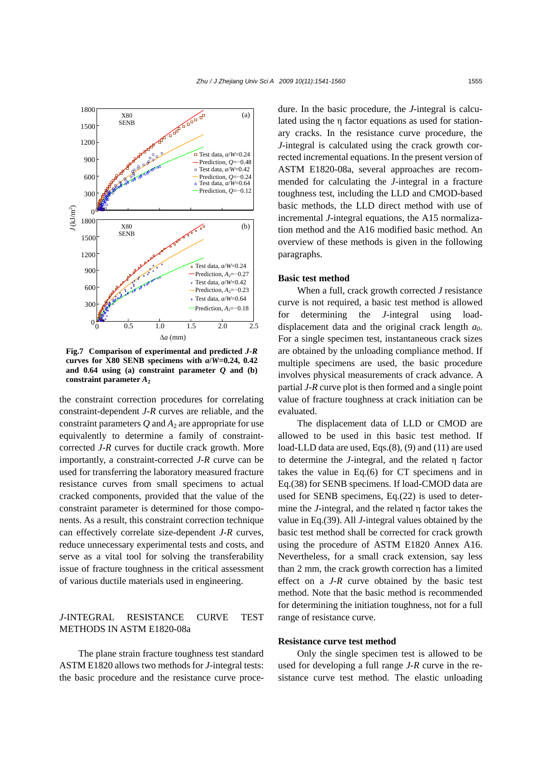**Fig.7 Comparison of experimental and predicted *J-R* curves for X80 SENB specimens with $a/W$=0.24, 0.42 and 0.64 using (a) constraint parameter $Q$ and (b) constraint parameter $A_2$**

the constraint correction procedures for correlating constraint-dependent *J-R* curves are reliable, and the constraint parameters $Q$ and $A_2$ are appropriate for use equivalently to determine a family of constraint-corrected *J-R* curves for ductile crack growth. More importantly, a constraint-corrected *J-R* curve can be used for transferring the laboratory measured fracture resistance curves from small specimens to actual cracked components, provided that the value of the constraint parameter is determined for those components. As a result, this constraint correction technique can effectively correlate size-dependent *J-R* curves, reduce unnecessary experimental tests and costs, and serve as a vital tool for solving the transferability issue of fracture toughness in the critical assessment of various ductile materials used in engineering.

## *J*-INTEGRAL RESISTANCE CURVE TEST METHODS IN ASTM E1820-08a

The plane strain fracture toughness test standard ASTM E1820 allows two methods for *J*-integral tests: the basic procedure and the resistance curve procedure. In the basic procedure, the *J*-integral is calculated using the η factor equations as used for stationary cracks. In the resistance curve procedure, the *J*-integral is calculated using the crack growth corrected incremental equations. In the present version of ASTM E1820-08a, several approaches are recommended for calculating the *J*-integral in a fracture toughness test, including the LLD and CMOD-based basic methods, the LLD direct method with use of incremental *J*-integral equations, the A15 normalization method and the A16 modified basic method. An overview of these methods is given in the following paragraphs.

### Basic test method

When a full, crack growth corrected *J* resistance curve is not required, a basic test method is allowed for determining the *J*-integral using load-displacement data and the original crack length $a_0$. For a single specimen test, instantaneous crack sizes are obtained by the unloading compliance method. If multiple specimens are used, the basic procedure involves physical measurements of crack advance. A partial *J-R* curve plot is then formed and a single point value of fracture toughness at crack initiation can be evaluated.

The displacement data of LLD or CMOD are allowed to be used in this basic test method. If load-LLD data are used, Eqs.(8), (9) and (11) are used to determine the *J*-integral, and the related η factor takes the value in Eq.(6) for CT specimens and in Eq.(38) for SENB specimens. If load-CMOD data are used for SENB specimens, Eq.(22) is used to determine the *J*-integral, and the related η factor takes the value in Eq.(39). All *J*-integral values obtained by the basic test method shall be corrected for crack growth using the procedure of ASTM E1820 Annex A16. Nevertheless, for a small crack extension, say less than 2 mm, the crack growth correction has a limited effect on a *J-R* curve obtained by the basic test method. Note that the basic method is recommended for determining the initiation toughness, not for a full range of resistance curve.

### Resistance curve test method

Only the single specimen test is allowed to be used for developing a full range *J-R* curve in the resistance curve test method. The elastic unloading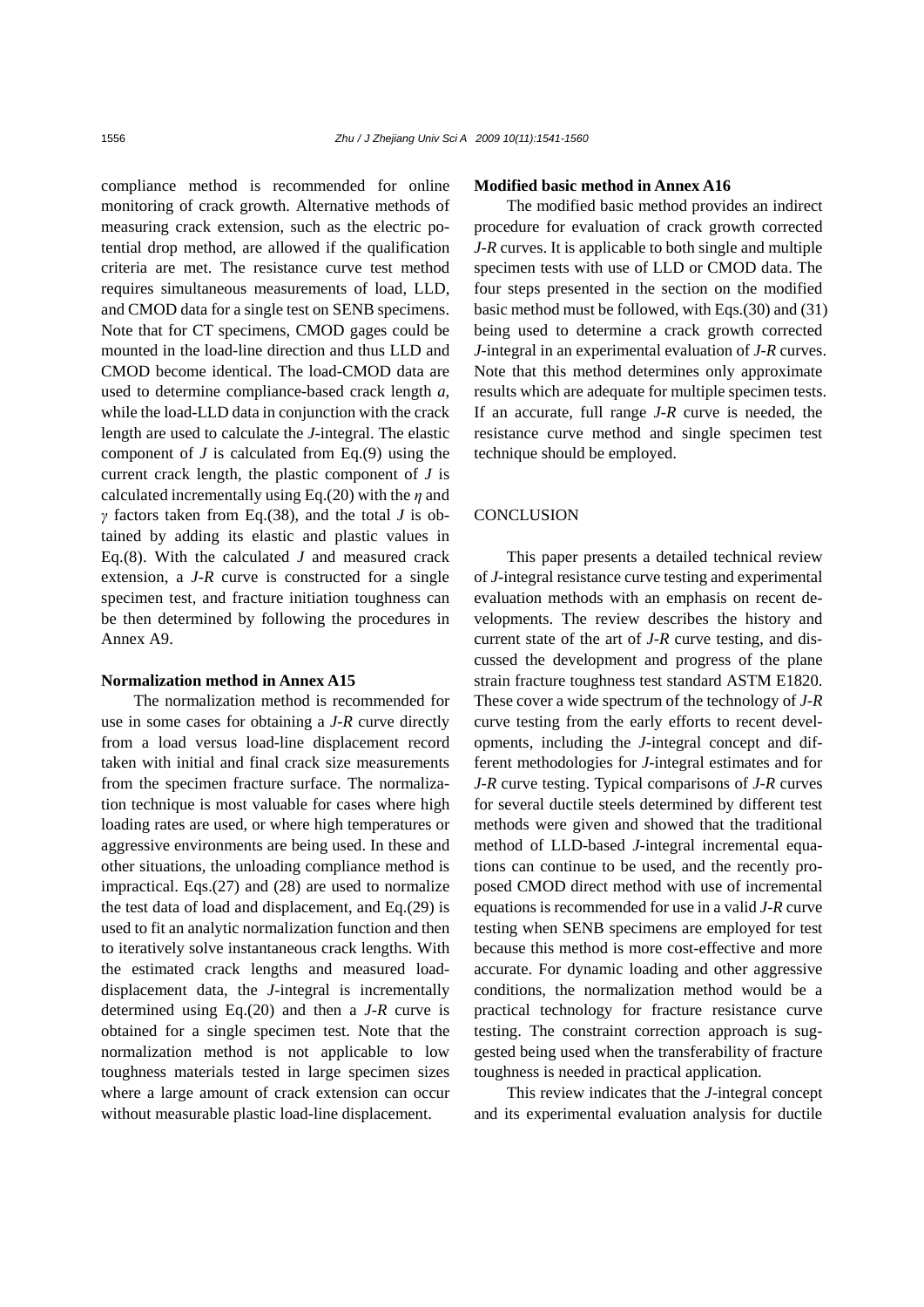compliance method is recommended for online monitoring of crack growth. Alternative methods of measuring crack extension, such as the electric potential drop method, are allowed if the qualification criteria are met. The resistance curve test method requires simultaneous measurements of load, LLD, and CMOD data for a single test on SENB specimens. Note that for CT specimens, CMOD gages could be mounted in the load-line direction and thus LLD and CMOD become identical. The load-CMOD data are used to determine compliance-based crack length $a$, while the load-LLD data in conjunction with the crack length are used to calculate the $J$-integral. The elastic component of $J$ is calculated from Eq.(9) using the current crack length, the plastic component of $J$ is calculated incrementally using Eq.(20) with the $\eta$ and $\gamma$ factors taken from Eq.(38), and the total $J$ is obtained by adding its elastic and plastic values in Eq.(8). With the calculated $J$ and measured crack extension, a $J$-$R$ curve is constructed for a single specimen test, and fracture initiation toughness can be then determined by following the procedures in Annex A9.

**Normalization method in Annex A15**

The normalization method is recommended for use in some cases for obtaining a $J$-$R$ curve directly from a load versus load-line displacement record taken with initial and final crack size measurements from the specimen fracture surface. The normalization technique is most valuable for cases where high loading rates are used, or where high temperatures or aggressive environments are being used. In these and other situations, the unloading compliance method is impractical. Eqs.(27) and (28) are used to normalize the test data of load and displacement, and Eq.(29) is used to fit an analytic normalization function and then to iteratively solve instantaneous crack lengths. With the estimated crack lengths and measured load-displacement data, the $J$-integral is incrementally determined using Eq.(20) and then a $J$-$R$ curve is obtained for a single specimen test. Note that the normalization method is not applicable to low toughness materials tested in large specimen sizes where a large amount of crack extension can occur without measurable plastic load-line displacement.

**Modified basic method in Annex A16**

The modified basic method provides an indirect procedure for evaluation of crack growth corrected $J$-$R$ curves. It is applicable to both single and multiple specimen tests with use of LLD or CMOD data. The four steps presented in the section on the modified basic method must be followed, with Eqs.(30) and (31) being used to determine a crack growth corrected $J$-integral in an experimental evaluation of $J$-$R$ curves. Note that this method determines only approximate results which are adequate for multiple specimen tests. If an accurate, full range $J$-$R$ curve is needed, the resistance curve method and single specimen test technique should be employed.

## CONCLUSION

This paper presents a detailed technical review of $J$-integral resistance curve testing and experimental evaluation methods with an emphasis on recent developments. The review describes the history and current state of the art of $J$-$R$ curve testing, and discussed the development and progress of the plane strain fracture toughness test standard ASTM E1820. These cover a wide spectrum of the technology of $J$-$R$ curve testing from the early efforts to recent developments, including the $J$-integral concept and different methodologies for $J$-integral estimates and for $J$-$R$ curve testing. Typical comparisons of $J$-$R$ curves for several ductile steels determined by different test methods were given and showed that the traditional method of LLD-based $J$-integral incremental equations can continue to be used, and the recently proposed CMOD direct method with use of incremental equations is recommended for use in a valid $J$-$R$ curve testing when SENB specimens are employed for test because this method is more cost-effective and more accurate. For dynamic loading and other aggressive conditions, the normalization method would be a practical technology for fracture resistance curve testing. The constraint correction approach is suggested being used when the transferability of fracture toughness is needed in practical application.

This review indicates that the $J$-integral concept and its experimental evaluation analysis for ductile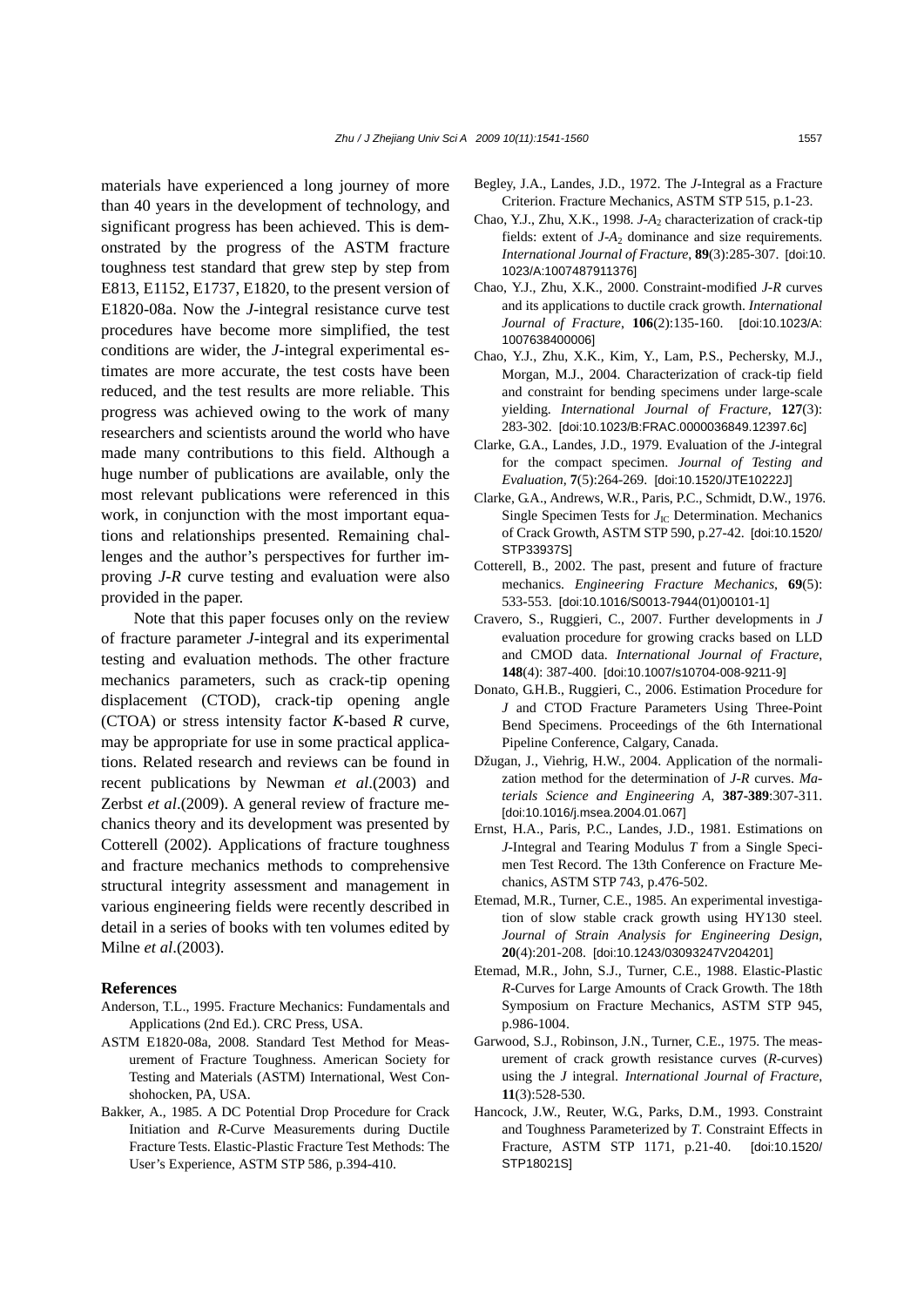materials have experienced a long journey of more than 40 years in the development of technology, and significant progress has been achieved. This is demonstrated by the progress of the ASTM fracture toughness test standard that grew step by step from E813, E1152, E1737, E1820, to the present version of E1820-08a. Now the *J*-integral resistance curve test procedures have become more simplified, the test conditions are wider, the *J*-integral experimental estimates are more accurate, the test costs have been reduced, and the test results are more reliable. This progress was achieved owing to the work of many researchers and scientists around the world who have made many contributions to this field. Although a huge number of publications are available, only the most relevant publications were referenced in this work, in conjunction with the most important equations and relationships presented. Remaining challenges and the author's perspectives for further improving *J-R* curve testing and evaluation were also provided in the paper.

Note that this paper focuses only on the review of fracture parameter *J*-integral and its experimental testing and evaluation methods. The other fracture mechanics parameters, such as crack-tip opening displacement (CTOD), crack-tip opening angle (CTOA) or stress intensity factor *K*-based *R* curve, may be appropriate for use in some practical applications. Related research and reviews can be found in recent publications by Newman *et al*.(2003) and Zerbst *et al*.(2009). A general review of fracture mechanics theory and its development was presented by Cotterell (2002). Applications of fracture toughness and fracture mechanics methods to comprehensive structural integrity assessment and management in various engineering fields were recently described in detail in a series of books with ten volumes edited by Milne *et al*.(2003).

## References

Anderson, T.L., 1995. Fracture Mechanics: Fundamentals and Applications (2nd Ed.). CRC Press, USA.

ASTM E1820-08a, 2008. Standard Test Method for Measurement of Fracture Toughness. American Society for Testing and Materials (ASTM) International, West Conshohocken, PA, USA.

Bakker, A., 1985. A DC Potential Drop Procedure for Crack Initiation and *R*-Curve Measurements during Ductile Fracture Tests. Elastic-Plastic Fracture Test Methods: The User's Experience, ASTM STP 586, p.394-410.

Begley, J.A., Landes, J.D., 1972. The *J*-Integral as a Fracture Criterion. Fracture Mechanics, ASTM STP 515, p.1-23.

Chao, Y.J., Zhu, X.K., 1998. *J*-$A_2$ characterization of crack-tip fields: extent of *J*-$A_2$ dominance and size requirements. *International Journal of Fracture*, **89**(3):285-307. [doi:10.1023/A:1007487911376]

Chao, Y.J., Zhu, X.K., 2000. Constraint-modified *J-R* curves and its applications to ductile crack growth. *International Journal of Fracture*, **106**(2):135-160. [doi:10.1023/A:1007638400006]

Chao, Y.J., Zhu, X.K., Kim, Y., Lam, P.S., Pechersky, M.J., Morgan, M.J., 2004. Characterization of crack-tip field and constraint for bending specimens under large-scale yielding. *International Journal of Fracture*, **127**(3): 283-302. [doi:10.1023/B:FRAC.0000036849.12397.6c]

Clarke, G.A., Landes, J.D., 1979. Evaluation of the *J*-integral for the compact specimen. *Journal of Testing and Evaluation*, **7**(5):264-269. [doi:10.1520/JTE10222J]

Clarke, G.A., Andrews, W.R., Paris, P.C., Schmidt, D.W., 1976. Single Specimen Tests for $J_{IC}$ Determination. Mechanics of Crack Growth, ASTM STP 590, p.27-42. [doi:10.1520/STP33937S]

Cotterell, B., 2002. The past, present and future of fracture mechanics. *Engineering Fracture Mechanics*, **69**(5): 533-553. [doi:10.1016/S0013-7944(01)00101-1]

Cravero, S., Ruggieri, C., 2007. Further developments in *J* evaluation procedure for growing cracks based on LLD and CMOD data. *International Journal of Fracture*, **148**(4): 387-400. [doi:10.1007/s10704-008-9211-9]

Donato, G.H.B., Ruggieri, C., 2006. Estimation Procedure for *J* and CTOD Fracture Parameters Using Three-Point Bend Specimens. Proceedings of the 6th International Pipeline Conference, Calgary, Canada.

Džugan, J., Viehrig, H.W., 2004. Application of the normalization method for the determination of *J-R* curves. *Materials Science and Engineering A*, **387-389**:307-311. [doi:10.1016/j.msea.2004.01.067]

Ernst, H.A., Paris, P.C., Landes, J.D., 1981. Estimations on *J*-Integral and Tearing Modulus *T* from a Single Specimen Test Record. The 13th Conference on Fracture Mechanics, ASTM STP 743, p.476-502.

Etemad, M.R., Turner, C.E., 1985. An experimental investigation of slow stable crack growth using HY130 steel. *Journal of Strain Analysis for Engineering Design*, **20**(4):201-208. [doi:10.1243/03093247V204201]

Etemad, M.R., John, S.J., Turner, C.E., 1988. Elastic-Plastic *R*-Curves for Large Amounts of Crack Growth. The 18th Symposium on Fracture Mechanics, ASTM STP 945, p.986-1004.

Garwood, S.J., Robinson, J.N., Turner, C.E., 1975. The measurement of crack growth resistance curves (*R*-curves) using the *J* integral. *International Journal of Fracture*, **11**(3):528-530.

Hancock, J.W., Reuter, W.G., Parks, D.M., 1993. Constraint and Toughness Parameterized by *T*. Constraint Effects in Fracture, ASTM STP 1171, p.21-40. [doi:10.1520/STP18021S]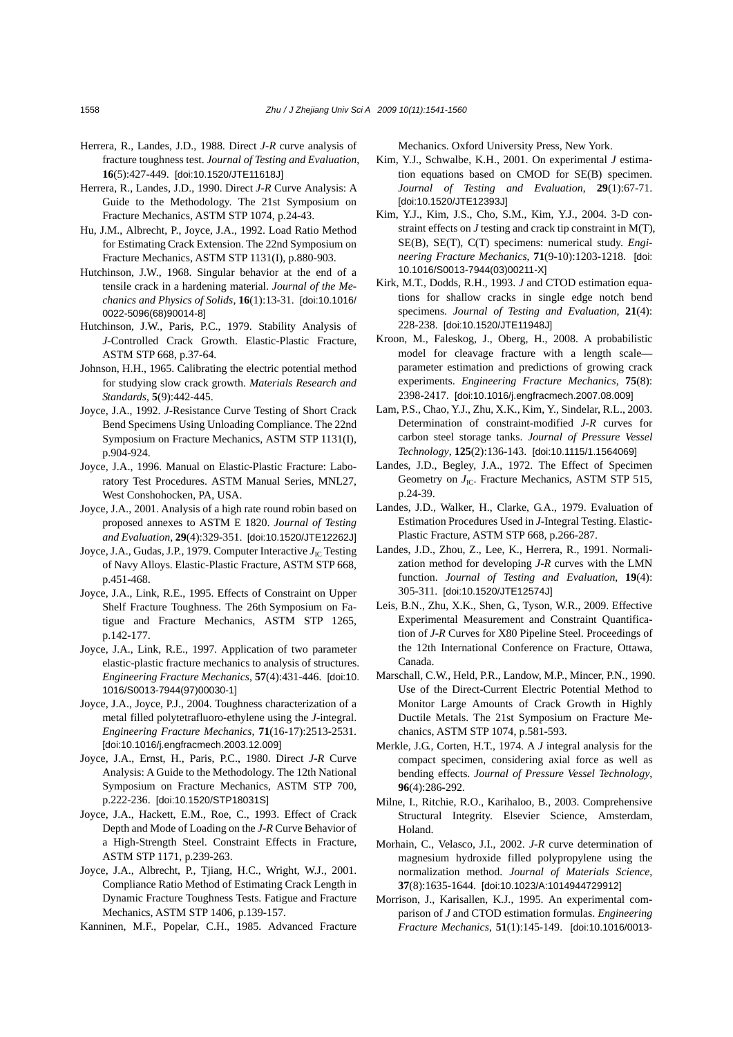Herrera, R., Landes, J.D., 1988. Direct *J-R* curve analysis of fracture toughness test. *Journal of Testing and Evaluation*, **16**(5):427-449. [doi:10.1520/JTE11618J]

Herrera, R., Landes, J.D., 1990. Direct *J-R* Curve Analysis: A Guide to the Methodology. The 21st Symposium on Fracture Mechanics, ASTM STP 1074, p.24-43.

Hu, J.M., Albrecht, P., Joyce, J.A., 1992. Load Ratio Method for Estimating Crack Extension. The 22nd Symposium on Fracture Mechanics, ASTM STP 1131(I), p.880-903.

Hutchinson, J.W., 1968. Singular behavior at the end of a tensile crack in a hardening material. *Journal of the Mechanics and Physics of Solids*, **16**(1):13-31. [doi:10.1016/0022-5096(68)90014-8]

Hutchinson, J.W., Paris, P.C., 1979. Stability Analysis of *J*-Controlled Crack Growth. Elastic-Plastic Fracture, ASTM STP 668, p.37-64.

Johnson, H.H., 1965. Calibrating the electric potential method for studying slow crack growth. *Materials Research and Standards*, **5**(9):442-445.

Joyce, J.A., 1992. *J*-Resistance Curve Testing of Short Crack Bend Specimens Using Unloading Compliance. The 22nd Symposium on Fracture Mechanics, ASTM STP 1131(I), p.904-924.

Joyce, J.A., 1996. Manual on Elastic-Plastic Fracture: Laboratory Test Procedures. ASTM Manual Series, MNL27, West Conshohocken, PA, USA.

Joyce, J.A., 2001. Analysis of a high rate round robin based on proposed annexes to ASTM E 1820. *Journal of Testing and Evaluation*, **29**(4):329-351. [doi:10.1520/JTE12262J]

Joyce, J.A., Gudas, J.P., 1979. Computer Interactive $J_{IC}$ Testing of Navy Alloys. Elastic-Plastic Fracture, ASTM STP 668, p.451-468.

Joyce, J.A., Link, R.E., 1995. Effects of Constraint on Upper Shelf Fracture Toughness. The 26th Symposium on Fatigue and Fracture Mechanics, ASTM STP 1265, p.142-177.

Joyce, J.A., Link, R.E., 1997. Application of two parameter elastic-plastic fracture mechanics to analysis of structures. *Engineering Fracture Mechanics*, **57**(4):431-446. [doi:10.1016/S0013-7944(97)00030-1]

Joyce, J.A., Joyce, P.J., 2004. Toughness characterization of a metal filled polytetrafluoro-ethylene using the *J*-integral. *Engineering Fracture Mechanics*, **71**(16-17):2513-2531. [doi:10.1016/j.engfracmech.2003.12.009]

Joyce, J.A., Ernst, H., Paris, P.C., 1980. Direct *J-R* Curve Analysis: A Guide to the Methodology. The 12th National Symposium on Fracture Mechanics, ASTM STP 700, p.222-236. [doi:10.1520/STP18031S]

Joyce, J.A., Hackett, E.M., Roe, C., 1993. Effect of Crack Depth and Mode of Loading on the *J-R* Curve Behavior of a High-Strength Steel. Constraint Effects in Fracture, ASTM STP 1171, p.239-263.

Joyce, J.A., Albrecht, P., Tjiang, H.C., Wright, W.J., 2001. Compliance Ratio Method of Estimating Crack Length in Dynamic Fracture Toughness Tests. Fatigue and Fracture Mechanics, ASTM STP 1406, p.139-157.

Kanninen, M.F., Popelar, C.H., 1985. Advanced Fracture Mechanics. Oxford University Press, New York.

Kim, Y.J., Schwalbe, K.H., 2001. On experimental *J* estimation equations based on CMOD for SE(B) specimen. *Journal of Testing and Evaluation*, **29**(1):67-71. [doi:10.1520/JTE12393J]

Kim, Y.J., Kim, J.S., Cho, S.M., Kim, Y.J., 2004. 3-D constraint effects on *J* testing and crack tip constraint in M(T), SE(B), SE(T), C(T) specimens: numerical study. *Engineering Fracture Mechanics*, **71**(9-10):1203-1218. [doi:10.1016/S0013-7944(03)00211-X]

Kirk, M.T., Dodds, R.H., 1993. *J* and CTOD estimation equations for shallow cracks in single edge notch bend specimens. *Journal of Testing and Evaluation*, **21**(4):228-238. [doi:10.1520/JTE11948J]

Kroon, M., Faleskog, J., Oberg, H., 2008. A probabilistic model for cleavage fracture with a length scale—parameter estimation and predictions of growing crack experiments. *Engineering Fracture Mechanics*, **75**(8):2398-2417. [doi:10.1016/j.engfracmech.2007.08.009]

Lam, P.S., Chao, Y.J., Zhu, X.K., Kim, Y., Sindelar, R.L., 2003. Determination of constraint-modified *J-R* curves for carbon steel storage tanks. *Journal of Pressure Vessel Technology*, **125**(2):136-143. [doi:10.1115/1.1564069]

Landes, J.D., Begley, J.A., 1972. The Effect of Specimen Geometry on $J_{IC}$. Fracture Mechanics, ASTM STP 515, p.24-39.

Landes, J.D., Walker, H., Clarke, G.A., 1979. Evaluation of Estimation Procedures Used in *J*-Integral Testing. Elastic-Plastic Fracture, ASTM STP 668, p.266-287.

Landes, J.D., Zhou, Z., Lee, K., Herrera, R., 1991. Normalization method for developing *J-R* curves with the LMN function. *Journal of Testing and Evaluation*, **19**(4):305-311. [doi:10.1520/JTE12574J]

Leis, B.N., Zhu, X.K., Shen, G., Tyson, W.R., 2009. Effective Experimental Measurement and Constraint Quantification of *J-R* Curves for X80 Pipeline Steel. Proceedings of the 12th International Conference on Fracture, Ottawa, Canada.

Marschall, C.W., Held, P.R., Landow, M.P., Mincer, P.N., 1990. Use of the Direct-Current Electric Potential Method to Monitor Large Amounts of Crack Growth in Highly Ductile Metals. The 21st Symposium on Fracture Mechanics, ASTM STP 1074, p.581-593.

Merkle, J.G., Corten, H.T., 1974. A *J* integral analysis for the compact specimen, considering axial force as well as bending effects. *Journal of Pressure Vessel Technology*, **96**(4):286-292.

Milne, I., Ritchie, R.O., Karihaloo, B., 2003. Comprehensive Structural Integrity. Elsevier Science, Amsterdam, Holand.

Morhain, C., Velasco, J.I., 2002. *J-R* curve determination of magnesium hydroxide filled polypropylene using the normalization method. *Journal of Materials Science*, **37**(8):1635-1644. [doi:10.1023/A:1014944729912]

Morrison, J., Karisallen, K.J., 1995. An experimental comparison of *J* and CTOD estimation formulas. *Engineering Fracture Mechanics*, **51**(1):145-149. [doi:10.1016/0013-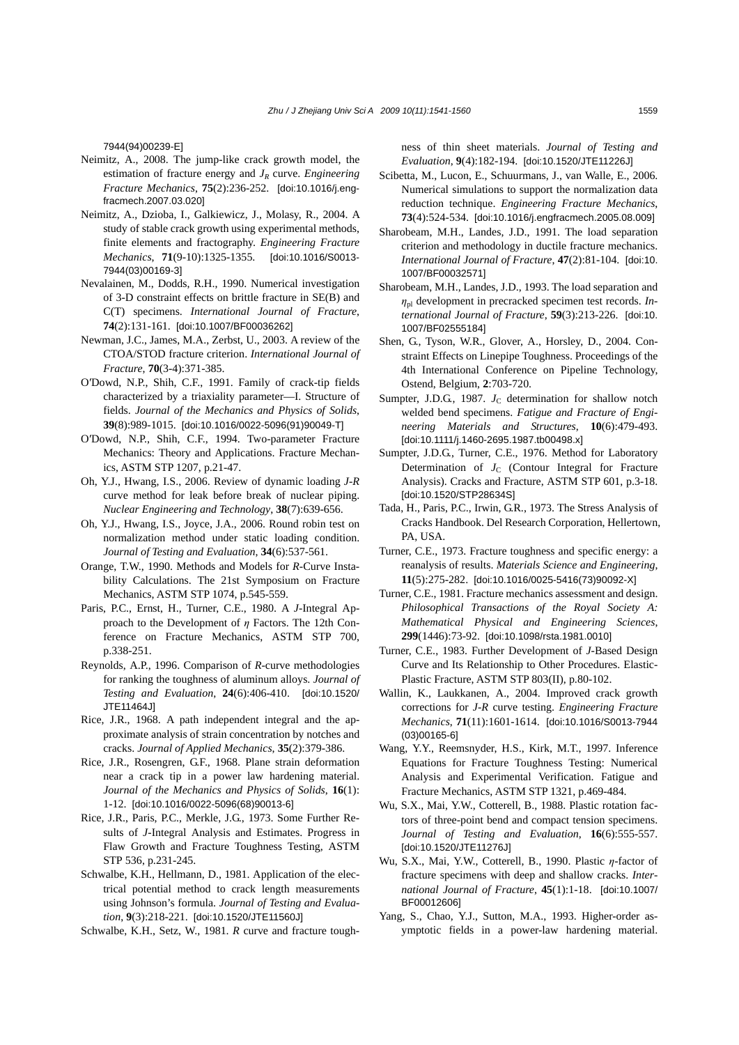7944(94)00239-E]

Neimitz, A., 2008. The jump-like crack growth model, the estimation of fracture energy and $J_R$ curve. *Engineering Fracture Mechanics*, **75**(2):236-252. [doi:10.1016/j.engfracmech.2007.03.020]

Neimitz, A., Dzioba, I., Galkiewicz, J., Molasy, R., 2004. A study of stable crack growth using experimental methods, finite elements and fractography. *Engineering Fracture Mechanics*, **71**(9-10):1325-1355. [doi:10.1016/S0013-7944(03)00169-3]

Nevalainen, M., Dodds, R.H., 1990. Numerical investigation of 3-D constraint effects on brittle fracture in SE(B) and C(T) specimens. *International Journal of Fracture*, **74**(2):131-161. [doi:10.1007/BF00036262]

Newman, J.C., James, M.A., Zerbst, U., 2003. A review of the CTOA/STOD fracture criterion. *International Journal of Fracture*, **70**(3-4):371-385.

O′Dowd, N.P., Shih, C.F., 1991. Family of crack-tip fields characterized by a triaxiality parameter—I. Structure of fields. *Journal of the Mechanics and Physics of Solids*, **39**(8):989-1015. [doi:10.1016/0022-5096(91)90049-T]

O′Dowd, N.P., Shih, C.F., 1994. Two-parameter Fracture Mechanics: Theory and Applications. Fracture Mechanics, ASTM STP 1207, p.21-47.

Oh, Y.J., Hwang, I.S., 2006. Review of dynamic loading *J-R* curve method for leak before break of nuclear piping. *Nuclear Engineering and Technology*, **38**(7):639-656.

Oh, Y.J., Hwang, I.S., Joyce, J.A., 2006. Round robin test on normalization method under static loading condition. *Journal of Testing and Evaluation*, **34**(6):537-561.

Orange, T.W., 1990. Methods and Models for *R*-Curve Instability Calculations. The 21st Symposium on Fracture Mechanics, ASTM STP 1074, p.545-559.

Paris, P.C., Ernst, H., Turner, C.E., 1980. A *J*-Integral Approach to the Development of $\eta$ Factors. The 12th Conference on Fracture Mechanics, ASTM STP 700, p.338-251.

Reynolds, A.P., 1996. Comparison of *R*-curve methodologies for ranking the toughness of aluminum alloys. *Journal of Testing and Evaluation*, **24**(6):406-410. [doi:10.1520/JTE11464J]

Rice, J.R., 1968. A path independent integral and the approximate analysis of strain concentration by notches and cracks. *Journal of Applied Mechanics*, **35**(2):379-386.

Rice, J.R., Rosengren, G.F., 1968. Plane strain deformation near a crack tip in a power law hardening material. *Journal of the Mechanics and Physics of Solids*, **16**(1):1-12. [doi:10.1016/0022-5096(68)90013-6]

Rice, J.R., Paris, P.C., Merkle, J.G., 1973. Some Further Results of *J*-Integral Analysis and Estimates. Progress in Flaw Growth and Fracture Toughness Testing, ASTM STP 536, p.231-245.

Schwalbe, K.H., Hellmann, D., 1981. Application of the electrical potential method to crack length measurements using Johnson's formula. *Journal of Testing and Evaluation*, **9**(3):218-221. [doi:10.1520/JTE11560J]

Schwalbe, K.H., Setz, W., 1981. *R* curve and fracture toughness of thin sheet materials. *Journal of Testing and Evaluation*, **9**(4):182-194. [doi:10.1520/JTE11226J]

Scibetta, M., Lucon, E., Schuurmans, J., van Walle, E., 2006. Numerical simulations to support the normalization data reduction technique. *Engineering Fracture Mechanics*, **73**(4):524-534. [doi:10.1016/j.engfracmech.2005.08.009]

Sharobeam, M.H., Landes, J.D., 1991. The load separation criterion and methodology in ductile fracture mechanics. *International Journal of Fracture*, **47**(2):81-104. [doi:10.1007/BF00032571]

Sharobeam, M.H., Landes, J.D., 1993. The load separation and $\eta_{\rm pl}$ development in precracked specimen test records. *International Journal of Fracture*, **59**(3):213-226. [doi:10.1007/BF02555184]

Shen, G., Tyson, W.R., Glover, A., Horsley, D., 2004. Constraint Effects on Linepipe Toughness. Proceedings of the 4th International Conference on Pipeline Technology, Ostend, Belgium, **2**:703-720.

Sumpter, J.D.G., 1987. $J_{\rm C}$ determination for shallow notch welded bend specimens. *Fatigue and Fracture of Engineering Materials and Structures*, **10**(6):479-493. [doi:10.1111/j.1460-2695.1987.tb00498.x]

Sumpter, J.D.G., Turner, C.E., 1976. Method for Laboratory Determination of $J_{\rm C}$ (Contour Integral for Fracture Analysis). Cracks and Fracture, ASTM STP 601, p.3-18. [doi:10.1520/STP28634S]

Tada, H., Paris, P.C., Irwin, G.R., 1973. The Stress Analysis of Cracks Handbook. Del Research Corporation, Hellertown, PA, USA.

Turner, C.E., 1973. Fracture toughness and specific energy: a reanalysis of results. *Materials Science and Engineering*, **11**(5):275-282. [doi:10.1016/0025-5416(73)90092-X]

Turner, C.E., 1981. Fracture mechanics assessment and design. *Philosophical Transactions of the Royal Society A: Mathematical Physical and Engineering Sciences*, **299**(1446):73-92. [doi:10.1098/rsta.1981.0010]

Turner, C.E., 1983. Further Development of *J*-Based Design Curve and Its Relationship to Other Procedures. Elastic-Plastic Fracture, ASTM STP 803(II), p.80-102.

Wallin, K., Laukkanen, A., 2004. Improved crack growth corrections for *J-R* curve testing. *Engineering Fracture Mechanics*, **71**(11):1601-1614. [doi:10.1016/S0013-7944(03)00165-6]

Wang, Y.Y., Reemsnyder, H.S., Kirk, M.T., 1997. Inference Equations for Fracture Toughness Testing: Numerical Analysis and Experimental Verification. Fatigue and Fracture Mechanics, ASTM STP 1321, p.469-484.

Wu, S.X., Mai, Y.W., Cotterell, B., 1988. Plastic rotation factors of three-point bend and compact tension specimens. *Journal of Testing and Evaluation*, **16**(6):555-557. [doi:10.1520/JTE11276J]

Wu, S.X., Mai, Y.W., Cotterell, B., 1990. Plastic $\eta$-factor of fracture specimens with deep and shallow cracks. *International Journal of Fracture*, **45**(1):1-18. [doi:10.1007/BF00012606]

Yang, S., Chao, Y.J., Sutton, M.A., 1993. Higher-order asymptotic fields in a power-law hardening material.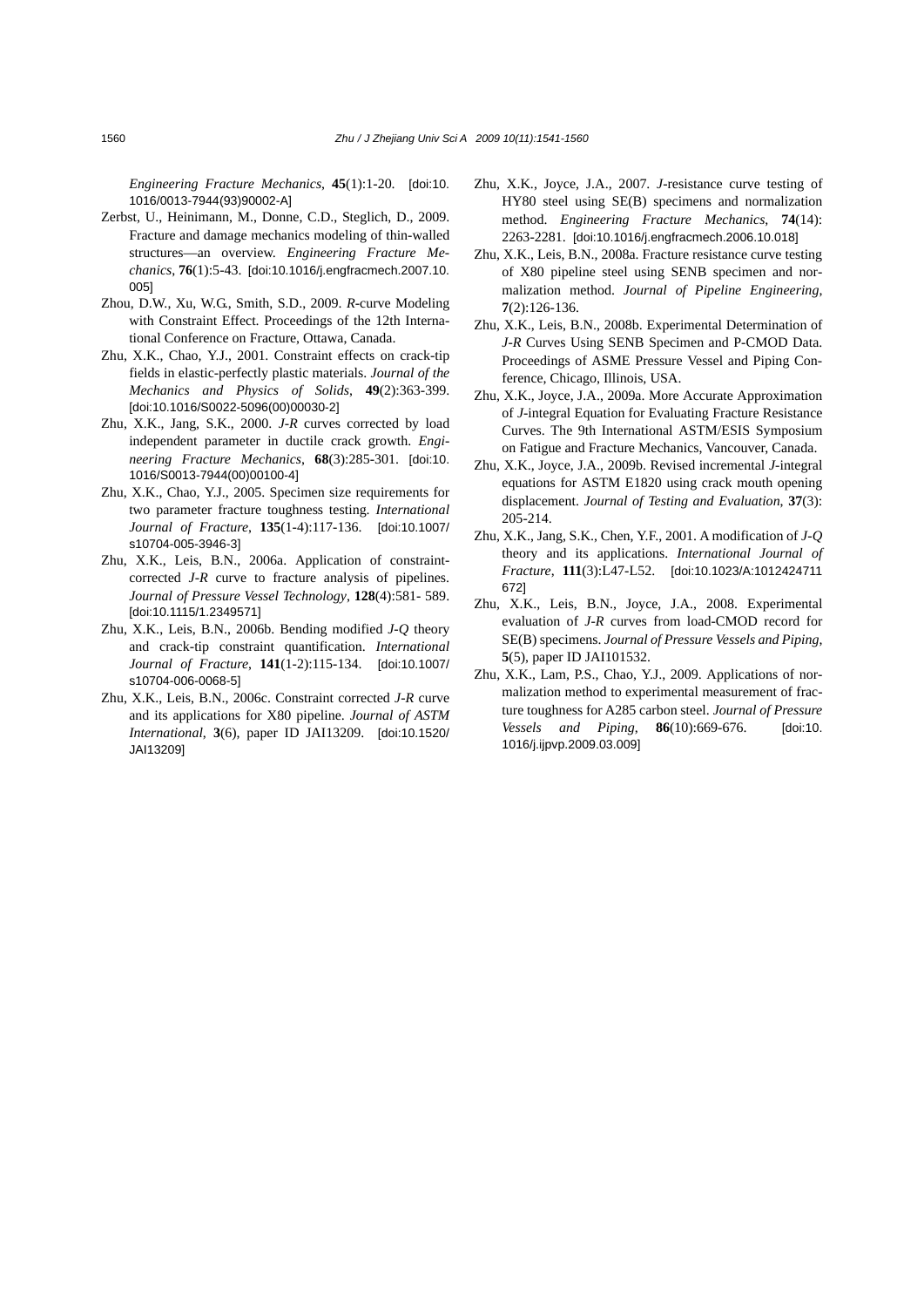*Engineering Fracture Mechanics*, **45**(1):1-20. [doi:10.1016/0013-7944(93)90002-A]

Zerbst, U., Heinimann, M., Donne, C.D., Steglich, D., 2009. Fracture and damage mechanics modeling of thin-walled structures—an overview. *Engineering Fracture Mechanics*, **76**(1):5-43. [doi:10.1016/j.engfracmech.2007.10.005]

Zhou, D.W., Xu, W.G., Smith, S.D., 2009. *R*-curve Modeling with Constraint Effect. Proceedings of the 12th International Conference on Fracture, Ottawa, Canada.

Zhu, X.K., Chao, Y.J., 2001. Constraint effects on crack-tip fields in elastic-perfectly plastic materials. *Journal of the Mechanics and Physics of Solids*, **49**(2):363-399. [doi:10.1016/S0022-5096(00)00030-2]

Zhu, X.K., Jang, S.K., 2000. *J-R* curves corrected by load independent parameter in ductile crack growth. *Engineering Fracture Mechanics*, **68**(3):285-301. [doi:10.1016/S0013-7944(00)00100-4]

Zhu, X.K., Chao, Y.J., 2005. Specimen size requirements for two parameter fracture toughness testing. *International Journal of Fracture*, **135**(1-4):117-136. [doi:10.1007/s10704-005-3946-3]

Zhu, X.K., Leis, B.N., 2006a. Application of constraint-corrected *J-R* curve to fracture analysis of pipelines. *Journal of Pressure Vessel Technology*, **128**(4):581- 589. [doi:10.1115/1.2349571]

Zhu, X.K., Leis, B.N., 2006b. Bending modified *J-Q* theory and crack-tip constraint quantification. *International Journal of Fracture*, **141**(1-2):115-134. [doi:10.1007/s10704-006-0068-5]

Zhu, X.K., Leis, B.N., 2006c. Constraint corrected *J-R* curve and its applications for X80 pipeline. *Journal of ASTM International*, **3**(6), paper ID JAI13209. [doi:10.1520/JAI13209]

Zhu, X.K., Joyce, J.A., 2007. *J*-resistance curve testing of HY80 steel using SE(B) specimens and normalization method. *Engineering Fracture Mechanics*, **74**(14):2263-2281. [doi:10.1016/j.engfracmech.2006.10.018]

Zhu, X.K., Leis, B.N., 2008a. Fracture resistance curve testing of X80 pipeline steel using SENB specimen and normalization method. *Journal of Pipeline Engineering*, **7**(2):126-136.

Zhu, X.K., Leis, B.N., 2008b. Experimental Determination of *J-R* Curves Using SENB Specimen and P-CMOD Data. Proceedings of ASME Pressure Vessel and Piping Conference, Chicago, Illinois, USA.

Zhu, X.K., Joyce, J.A., 2009a. More Accurate Approximation of *J*-integral Equation for Evaluating Fracture Resistance Curves. The 9th International ASTM/ESIS Symposium on Fatigue and Fracture Mechanics, Vancouver, Canada.

Zhu, X.K., Joyce, J.A., 2009b. Revised incremental *J*-integral equations for ASTM E1820 using crack mouth opening displacement. *Journal of Testing and Evaluation*, **37**(3):205-214.

Zhu, X.K., Jang, S.K., Chen, Y.F., 2001. A modification of *J-Q* theory and its applications. *International Journal of Fracture*, **111**(3):L47-L52. [doi:10.1023/A:1012424711672]

Zhu, X.K., Leis, B.N., Joyce, J.A., 2008. Experimental evaluation of *J-R* curves from load-CMOD record for SE(B) specimens. *Journal of Pressure Vessels and Piping*, **5**(5), paper ID JAI101532.

Zhu, X.K., Lam, P.S., Chao, Y.J., 2009. Applications of normalization method to experimental measurement of fracture toughness for A285 carbon steel. *Journal of Pressure Vessels and Piping*, **86**(10):669-676. [doi:10.1016/j.ijpvp.2009.03.009]